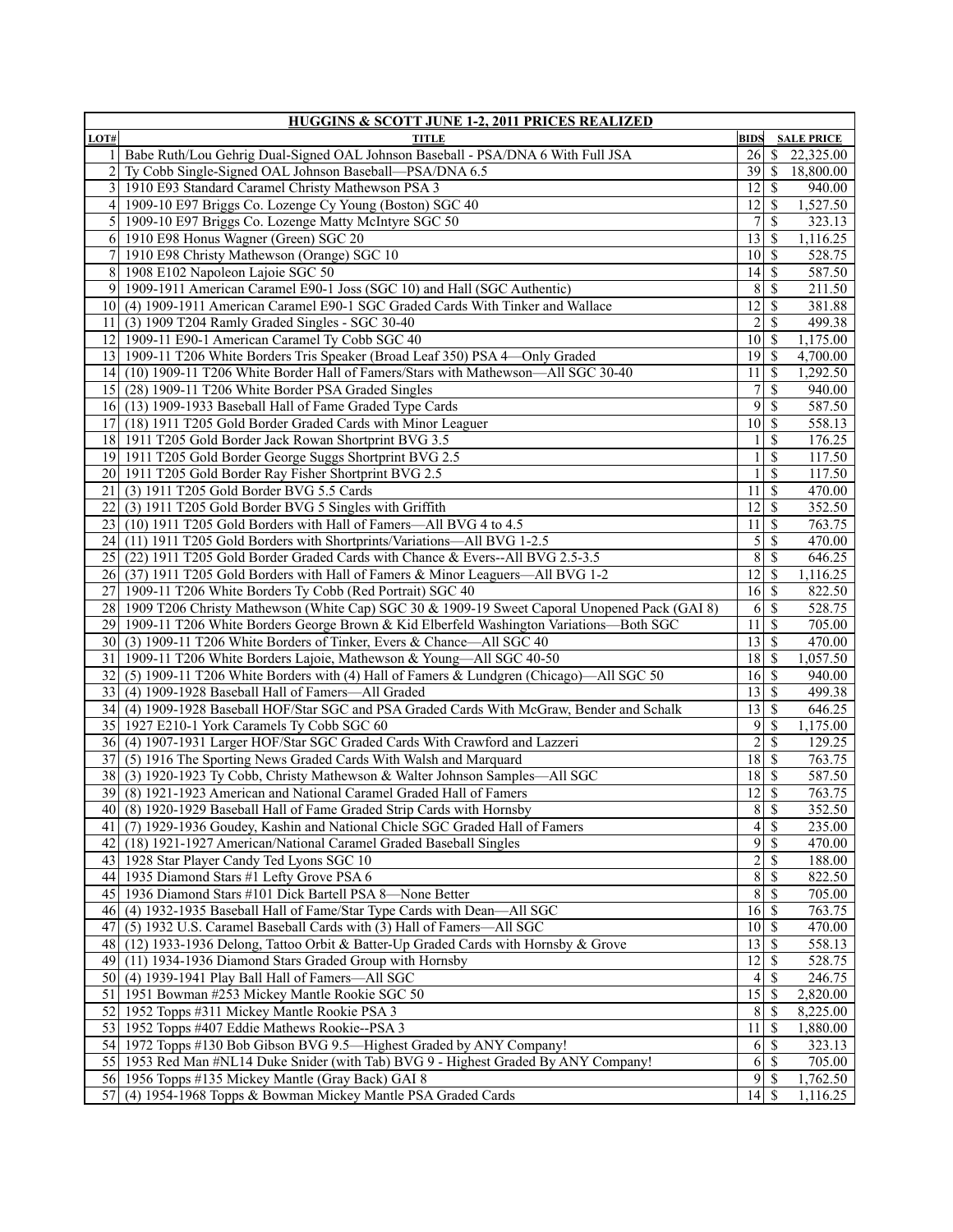| HUGGINS & SCOTT JUNE 1-2, 2011 PRICES REALIZED | | | |
|---|---|---|---|
| **LOT#** | **TITLE** | **BIDS** | **SALE PRICE** |
| 1 | Babe Ruth/Lou Gehrig Dual-Signed OAL Johnson Baseball - PSA/DNA 6 With Full JSA | 26 | $ 22,325.00 |
| 2 | Ty Cobb Single-Signed OAL Johnson Baseball—PSA/DNA 6.5 | 39 | $ 18,800.00 |
| 3 | 1910 E93 Standard Caramel Christy Mathewson PSA 3 | 12 | $ 940.00 |
| 4 | 1909-10 E97 Briggs Co. Lozenge Cy Young (Boston) SGC 40 | 12 | $ 1,527.50 |
| 5 | 1909-10 E97 Briggs Co. Lozenge Matty McIntyre SGC 50 | 7 | $ 323.13 |
| 6 | 1910 E98 Honus Wagner (Green) SGC 20 | 13 | $ 1,116.25 |
| 7 | 1910 E98 Christy Mathewson (Orange) SGC 10 | 10 | $ 528.75 |
| 8 | 1908 E102 Napoleon Lajoie SGC 50 | 14 | $ 587.50 |
| 9 | 1909-1911 American Caramel E90-1 Joss (SGC 10) and Hall (SGC Authentic) | 8 | $ 211.50 |
| 10 | (4) 1909-1911 American Caramel E90-1 SGC Graded Cards With Tinker and Wallace | 12 | $ 381.88 |
| 11 | (3) 1909 T204 Ramly Graded Singles - SGC 30-40 | 2 | $ 499.38 |
| 12 | 1909-11 E90-1 American Caramel Ty Cobb SGC 40 | 10 | $ 1,175.00 |
| 13 | 1909-11 T206 White Borders Tris Speaker (Broad Leaf 350) PSA 4—Only Graded | 19 | $ 4,700.00 |
| 14 | (10) 1909-11 T206 White Border Hall of Famers/Stars with Mathewson—All SGC 30-40 | 11 | $ 1,292.50 |
| 15 | (28) 1909-11 T206 White Border PSA Graded Singles | 7 | $ 940.00 |
| 16 | (13) 1909-1933 Baseball Hall of Fame Graded Type Cards | 9 | $ 587.50 |
| 17 | (18) 1911 T205 Gold Border Graded Cards with Minor Leaguer | 10 | $ 558.13 |
| 18 | 1911 T205 Gold Border Jack Rowan Shortprint BVG 3.5 | 1 | $ 176.25 |
| 19 | 1911 T205 Gold Border George Suggs Shortprint BVG 2.5 | 1 | $ 117.50 |
| 20 | 1911 T205 Gold Border Ray Fisher Shortprint BVG 2.5 | 1 | $ 117.50 |
| 21 | (3) 1911 T205 Gold Border BVG 5.5 Cards | 11 | $ 470.00 |
| 22 | (3) 1911 T205 Gold Border BVG 5 Singles with Griffith | 12 | $ 352.50 |
| 23 | (10) 1911 T205 Gold Borders with Hall of Famers—All BVG 4 to 4.5 | 11 | $ 763.75 |
| 24 | (11) 1911 T205 Gold Borders with Shortprints/Variations—All BVG 1-2.5 | 5 | $ 470.00 |
| 25 | (22) 1911 T205 Gold Border Graded Cards with Chance & Evers--All BVG 2.5-3.5 | 8 | $ 646.25 |
| 26 | (37) 1911 T205 Gold Borders with Hall of Famers & Minor Leaguers—All BVG 1-2 | 12 | $ 1,116.25 |
| 27 | 1909-11 T206 White Borders Ty Cobb (Red Portrait) SGC 40 | 16 | $ 822.50 |
| 28 | 1909 T206 Christy Mathewson (White Cap) SGC 30 & 1909-19 Sweet Caporal Unopened Pack (GAI 8) | 6 | $ 528.75 |
| 29 | 1909-11 T206 White Borders George Brown & Kid Elberfeld Washington Variations—Both SGC | 11 | $ 705.00 |
| 30 | (3) 1909-11 T206 White Borders of Tinker, Evers & Chance—All SGC 40 | 13 | $ 470.00 |
| 31 | 1909-11 T206 White Borders Lajoie, Mathewson & Young—All SGC 40-50 | 18 | $ 1,057.50 |
| 32 | (5) 1909-11 T206 White Borders with (4) Hall of Famers & Lundgren (Chicago)—All SGC 50 | 16 | $ 940.00 |
| 33 | (4) 1909-1928 Baseball Hall of Famers—All Graded | 13 | $ 499.38 |
| 34 | (4) 1909-1928 Baseball HOF/Star SGC and PSA Graded Cards With McGraw, Bender and Schalk | 13 | $ 646.25 |
| 35 | 1927 E210-1 York Caramels Ty Cobb SGC 60 | 9 | $ 1,175.00 |
| 36 | (4) 1907-1931 Larger HOF/Star SGC Graded Cards With Crawford and Lazzeri | 2 | $ 129.25 |
| 37 | (5) 1916 The Sporting News Graded Cards With Walsh and Marquard | 18 | $ 763.75 |
| 38 | (3) 1920-1923 Ty Cobb, Christy Mathewson & Walter Johnson Samples—All SGC | 18 | $ 587.50 |
| 39 | (8) 1921-1923 American and National Caramel Graded Hall of Famers | 12 | $ 763.75 |
| 40 | (8) 1920-1929 Baseball Hall of Fame Graded Strip Cards with Hornsby | 8 | $ 352.50 |
| 41 | (7) 1929-1936 Goudey, Kashin and National Chicle SGC Graded Hall of Famers | 4 | $ 235.00 |
| 42 | (18) 1921-1927 American/National Caramel Graded Baseball Singles | 9 | $ 470.00 |
| 43 | 1928 Star Player Candy Ted Lyons SGC 10 | 2 | $ 188.00 |
| 44 | 1935 Diamond Stars #1 Lefty Grove PSA 6 | 8 | $ 822.50 |
| 45 | 1936 Diamond Stars #101 Dick Bartell PSA 8—None Better | 8 | $ 705.00 |
| 46 | (4) 1932-1935 Baseball Hall of Fame/Star Type Cards with Dean—All SGC | 16 | $ 763.75 |
| 47 | (5) 1932 U.S. Caramel Baseball Cards with (3) Hall of Famers—All SGC | 10 | $ 470.00 |
| 48 | (12) 1933-1936 Delong, Tattoo Orbit & Batter-Up Graded Cards with Hornsby & Grove | 13 | $ 558.13 |
| 49 | (11) 1934-1936 Diamond Stars Graded Group with Hornsby | 12 | $ 528.75 |
| 50 | (4) 1939-1941 Play Ball Hall of Famers—All SGC | 4 | $ 246.75 |
| 51 | 1951 Bowman #253 Mickey Mantle Rookie SGC 50 | 15 | $ 2,820.00 |
| 52 | 1952 Topps #311 Mickey Mantle Rookie PSA 3 | 8 | $ 8,225.00 |
| 53 | 1952 Topps #407 Eddie Mathews Rookie--PSA 3 | 11 | $ 1,880.00 |
| 54 | 1972 Topps #130 Bob Gibson BVG 9.5—Highest Graded by ANY Company! | 6 | $ 323.13 |
| 55 | 1953 Red Man #NL14 Duke Snider (with Tab) BVG 9 - Highest Graded By ANY Company! | 6 | $ 705.00 |
| 56 | 1956 Topps #135 Mickey Mantle (Gray Back) GAI 8 | 9 | $ 1,762.50 |
| 57 | (4) 1954-1968 Topps & Bowman Mickey Mantle PSA Graded Cards | 14 | $ 1,116.25 |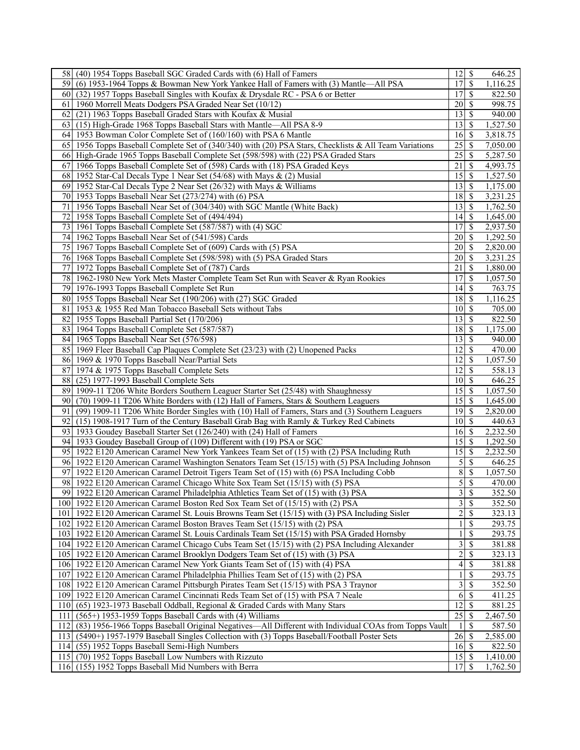| | | | | |
|---|---|---|---|---|
| 58 | (40) 1954 Topps Baseball SGC Graded Cards with (6) Hall of Famers | 12 | $ | 646.25 |
| 59 | (6) 1953-1964 Topps & Bowman New York Yankee Hall of Famers with (3) Mantle—All PSA | 17 | $ | 1,116.25 |
| 60 | (32) 1957 Topps Baseball Singles with Koufax & Drysdale RC - PSA 6 or Better | 17 | $ | 822.50 |
| 61 | 1960 Morrell Meats Dodgers PSA Graded Near Set (10/12) | 20 | $ | 998.75 |
| 62 | (21) 1963 Topps Baseball Graded Stars with Koufax & Musial | 13 | $ | 940.00 |
| 63 | (15) High-Grade 1968 Topps Baseball Stars with Mantle—All PSA 8-9 | 13 | $ | 1,527.50 |
| 64 | 1953 Bowman Color Complete Set of (160/160) with PSA 6 Mantle | 16 | $ | 3,818.75 |
| 65 | 1956 Topps Baseball Complete Set of (340/340) with (20) PSA Stars, Checklists & All Team Variations | 25 | $ | 7,050.00 |
| 66 | High-Grade 1965 Topps Baseball Complete Set (598/598) with (22) PSA Graded Stars | 25 | $ | 5,287.50 |
| 67 | 1966 Topps Baseball Complete Set of (598) Cards with (18) PSA Graded Keys | 21 | $ | 4,993.75 |
| 68 | 1952 Star-Cal Decals Type 1 Near Set (54/68) with Mays & (2) Musial | 15 | $ | 1,527.50 |
| 69 | 1952 Star-Cal Decals Type 2 Near Set (26/32) with Mays & Williams | 13 | $ | 1,175.00 |
| 70 | 1953 Topps Baseball Near Set (273/274) with (6) PSA | 18 | $ | 3,231.25 |
| 71 | 1956 Topps Baseball Near Set of (304/340) with SGC Mantle (White Back) | 13 | $ | 1,762.50 |
| 72 | 1958 Topps Baseball Complete Set of (494/494) | 14 | $ | 1,645.00 |
| 73 | 1961 Topps Baseball Complete Set (587/587) with (4) SGC | 17 | $ | 2,937.50 |
| 74 | 1962 Topps Baseball Near Set of (541/598) Cards | 20 | $ | 1,292.50 |
| 75 | 1967 Topps Baseball Complete Set of (609) Cards with (5) PSA | 20 | $ | 2,820.00 |
| 76 | 1968 Topps Baseball Complete Set (598/598) with (5) PSA Graded Stars | 20 | $ | 3,231.25 |
| 77 | 1972 Topps Baseball Complete Set of (787) Cards | 21 | $ | 1,880.00 |
| 78 | 1962-1980 New York Mets Master Complete Team Set Run with Seaver & Ryan Rookies | 17 | $ | 1,057.50 |
| 79 | 1976-1993 Topps Baseball Complete Set Run | 14 | $ | 763.75 |
| 80 | 1955 Topps Baseball Near Set (190/206) with (27) SGC Graded | 18 | $ | 1,116.25 |
| 81 | 1953 & 1955 Red Man Tobacco Baseball Sets without Tabs | 10 | $ | 705.00 |
| 82 | 1955 Topps Baseball Partial Set (170/206) | 13 | $ | 822.50 |
| 83 | 1964 Topps Baseball Complete Set (587/587) | 18 | $ | 1,175.00 |
| 84 | 1965 Topps Baseball Near Set (576/598) | 13 | $ | 940.00 |
| 85 | 1969 Fleer Baseball Cap Plaques Complete Set (23/23) with (2) Unopened Packs | 12 | $ | 470.00 |
| 86 | 1969 & 1970 Topps Baseball Near/Partial Sets | 12 | $ | 1,057.50 |
| 87 | 1974 & 1975 Topps Baseball Complete Sets | 12 | $ | 558.13 |
| 88 | (25) 1977-1993 Baseball Complete Sets | 10 | $ | 646.25 |
| 89 | 1909-11 T206 White Borders Southern Leaguer Starter Set (25/48) with Shaughnessy | 15 | $ | 1,057.50 |
| 90 | (70) 1909-11 T206 White Borders with (12) Hall of Famers, Stars & Southern Leaguers | 15 | $ | 1,645.00 |
| 91 | (99) 1909-11 T206 White Border Singles with (10) Hall of Famers, Stars and (3) Southern Leaguers | 19 | $ | 2,820.00 |
| 92 | (15) 1908-1917 Turn of the Century Baseball Grab Bag with Ramly & Turkey Red Cabinets | 10 | $ | 440.63 |
| 93 | 1933 Goudey Baseball Starter Set (126/240) with (24) Hall of Famers | 16 | $ | 2,232.50 |
| 94 | 1933 Goudey Baseball Group of (109) Different with (19) PSA or SGC | 15 | $ | 1,292.50 |
| 95 | 1922 E120 American Caramel New York Yankees Team Set of (15) with (2) PSA Including Ruth | 15 | $ | 2,232.50 |
| 96 | 1922 E120 American Caramel Washington Senators Team Set (15/15) with (5) PSA Including Johnson | 5 | $ | 646.25 |
| 97 | 1922 E120 American Caramel Detroit Tigers Team Set of (15) with (6) PSA Including Cobb | 8 | $ | 1,057.50 |
| 98 | 1922 E120 American Caramel Chicago White Sox Team Set (15/15) with (5) PSA | 5 | $ | 470.00 |
| 99 | 1922 E120 American Caramel Philadelphia Athletics Team Set of (15) with (3) PSA | 3 | $ | 352.50 |
| 100 | 1922 E120 American Caramel Boston Red Sox Team Set of (15/15) with (2) PSA | 3 | $ | 352.50 |
| 101 | 1922 E120 American Caramel St. Louis Browns Team Set (15/15) with (3) PSA Including Sisler | 2 | $ | 323.13 |
| 102 | 1922 E120 American Caramel Boston Braves Team Set (15/15) with (2) PSA | 1 | $ | 293.75 |
| 103 | 1922 E120 American Caramel St. Louis Cardinals Team Set (15/15) with PSA Graded Hornsby | 1 | $ | 293.75 |
| 104 | 1922 E120 American Caramel Chicago Cubs Team Set (15/15) with (2) PSA Including Alexander | 3 | $ | 381.88 |
| 105 | 1922 E120 American Caramel Brooklyn Dodgers Team Set of (15) with (3) PSA | 2 | $ | 323.13 |
| 106 | 1922 E120 American Caramel New York Giants Team Set of (15) with (4) PSA | 4 | $ | 381.88 |
| 107 | 1922 E120 American Caramel Philadelphia Phillies Team Set of (15) with (2) PSA | 1 | $ | 293.75 |
| 108 | 1922 E120 American Caramel Pittsburgh Pirates Team Set (15/15) with PSA 3 Traynor | 3 | $ | 352.50 |
| 109 | 1922 E120 American Caramel Cincinnati Reds Team Set of (15) with PSA 7 Neale | 6 | $ | 411.25 |
| 110 | (65) 1923-1973 Baseball Oddball, Regional & Graded Cards with Many Stars | 12 | $ | 881.25 |
| 111 | (565+) 1953-1959 Topps Baseball Cards with (4) Williams | 25 | $ | 2,467.50 |
| 112 | (83) 1956-1966 Topps Baseball Original Negatives—All Different with Individual COAs from Topps Vault | 1 | $ | 587.50 |
| 113 | (5490+) 1957-1979 Baseball Singles Collection with (3) Topps Baseball/Football Poster Sets | 26 | $ | 2,585.00 |
| 114 | (55) 1952 Topps Baseball Semi-High Numbers | 16 | $ | 822.50 |
| 115 | (70) 1952 Topps Baseball Low Numbers with Rizzuto | 15 | $ | 1,410.00 |
| 116 | (155) 1952 Topps Baseball Mid Numbers with Berra | 17 | $ | 1,762.50 |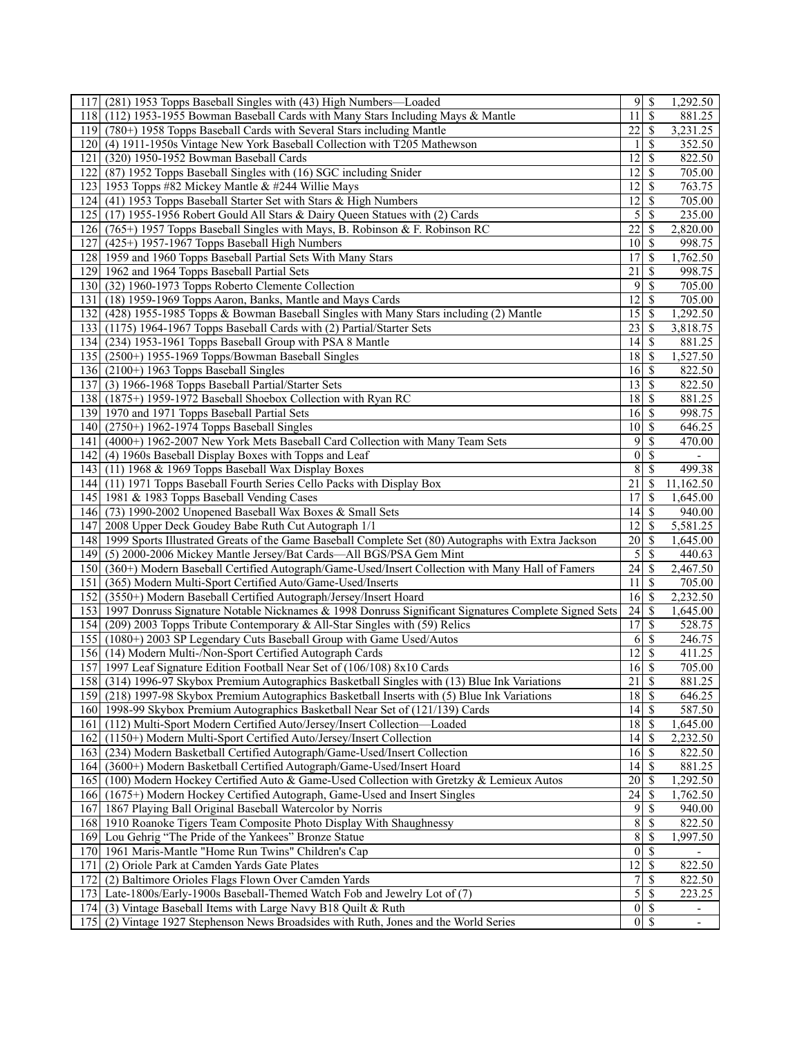| | | | | |
|---|---|---|---|---|
| 117 | (281) 1953 Topps Baseball Singles with (43) High Numbers—Loaded | 9 | $ | 1,292.50 |
| 118 | (112) 1953-1955 Bowman Baseball Cards with Many Stars Including Mays & Mantle | 11 | $ | 881.25 |
| 119 | (780+) 1958 Topps Baseball Cards with Several Stars including Mantle | 22 | $ | 3,231.25 |
| 120 | (4) 1911-1950s Vintage New York Baseball Collection with T205 Mathewson | 1 | $ | 352.50 |
| 121 | (320) 1950-1952 Bowman Baseball Cards | 12 | $ | 822.50 |
| 122 | (87) 1952 Topps Baseball Singles with (16) SGC including Snider | 12 | $ | 705.00 |
| 123 | 1953 Topps #82 Mickey Mantle & #244 Willie Mays | 12 | $ | 763.75 |
| 124 | (41) 1953 Topps Baseball Starter Set with Stars & High Numbers | 12 | $ | 705.00 |
| 125 | (17) 1955-1956 Robert Gould All Stars & Dairy Queen Statues with (2) Cards | 5 | $ | 235.00 |
| 126 | (765+) 1957 Topps Baseball Singles with Mays, B. Robinson & F. Robinson RC | 22 | $ | 2,820.00 |
| 127 | (425+) 1957-1967 Topps Baseball High Numbers | 10 | $ | 998.75 |
| 128 | 1959 and 1960 Topps Baseball Partial Sets With Many Stars | 17 | $ | 1,762.50 |
| 129 | 1962 and 1964 Topps Baseball Partial Sets | 21 | $ | 998.75 |
| 130 | (32) 1960-1973 Topps Roberto Clemente Collection | 9 | $ | 705.00 |
| 131 | (18) 1959-1969 Topps Aaron, Banks, Mantle and Mays Cards | 12 | $ | 705.00 |
| 132 | (428) 1955-1985 Topps & Bowman Baseball Singles with Many Stars including (2) Mantle | 15 | $ | 1,292.50 |
| 133 | (1175) 1964-1967 Topps Baseball Cards with (2) Partial/Starter Sets | 23 | $ | 3,818.75 |
| 134 | (234) 1953-1961 Topps Baseball Group with PSA 8 Mantle | 14 | $ | 881.25 |
| 135 | (2500+) 1955-1969 Topps/Bowman Baseball Singles | 18 | $ | 1,527.50 |
| 136 | (2100+) 1963 Topps Baseball Singles | 16 | $ | 822.50 |
| 137 | (3) 1966-1968 Topps Baseball Partial/Starter Sets | 13 | $ | 822.50 |
| 138 | (1875+) 1959-1972 Baseball Shoebox Collection with Ryan RC | 18 | $ | 881.25 |
| 139 | 1970 and 1971 Topps Baseball Partial Sets | 16 | $ | 998.75 |
| 140 | (2750+) 1962-1974 Topps Baseball Singles | 10 | $ | 646.25 |
| 141 | (4000+) 1962-2007 New York Mets Baseball Card Collection with Many Team Sets | 9 | $ | 470.00 |
| 142 | (4) 1960s Baseball Display Boxes with Topps and Leaf | 0 | $ | - |
| 143 | (11) 1968 & 1969 Topps Baseball Wax Display Boxes | 8 | $ | 499.38 |
| 144 | (11) 1971 Topps Baseball Fourth Series Cello Packs with Display Box | 21 | $ | 11,162.50 |
| 145 | 1981 & 1983 Topps Baseball Vending Cases | 17 | $ | 1,645.00 |
| 146 | (73) 1990-2002 Unopened Baseball Wax Boxes & Small Sets | 14 | $ | 940.00 |
| 147 | 2008 Upper Deck Goudey Babe Ruth Cut Autograph 1/1 | 12 | $ | 5,581.25 |
| 148 | 1999 Sports Illustrated Greats of the Game Baseball Complete Set (80) Autographs with Extra Jackson | 20 | $ | 1,645.00 |
| 149 | (5) 2000-2006 Mickey Mantle Jersey/Bat Cards—All BGS/PSA Gem Mint | 5 | $ | 440.63 |
| 150 | (360+) Modern Baseball Certified Autograph/Game-Used/Insert Collection with Many Hall of Famers | 24 | $ | 2,467.50 |
| 151 | (365) Modern Multi-Sport Certified Auto/Game-Used/Inserts | 11 | $ | 705.00 |
| 152 | (3550+) Modern Baseball Certified Autograph/Jersey/Insert Hoard | 16 | $ | 2,232.50 |
| 153 | 1997 Donruss Signature Notable Nicknames & 1998 Donruss Significant Signatures Complete Signed Sets | 24 | $ | 1,645.00 |
| 154 | (209) 2003 Topps Tribute Contemporary & All-Star Singles with (59) Relics | 17 | $ | 528.75 |
| 155 | (1080+) 2003 SP Legendary Cuts Baseball Group with Game Used/Autos | 6 | $ | 246.75 |
| 156 | (14) Modern Multi-/Non-Sport Certified Autograph Cards | 12 | $ | 411.25 |
| 157 | 1997 Leaf Signature Edition Football Near Set of (106/108) 8x10 Cards | 16 | $ | 705.00 |
| 158 | (314) 1996-97 Skybox Premium Autographics Basketball Singles with (13) Blue Ink Variations | 21 | $ | 881.25 |
| 159 | (218) 1997-98 Skybox Premium Autographics Basketball Inserts with (5) Blue Ink Variations | 18 | $ | 646.25 |
| 160 | 1998-99 Skybox Premium Autographics Basketball Near Set of (121/139) Cards | 14 | $ | 587.50 |
| 161 | (112) Multi-Sport Modern Certified Auto/Jersey/Insert Collection—Loaded | 18 | $ | 1,645.00 |
| 162 | (1150+) Modern Multi-Sport Certified Auto/Jersey/Insert Collection | 14 | $ | 2,232.50 |
| 163 | (234) Modern Basketball Certified Autograph/Game-Used/Insert Collection | 16 | $ | 822.50 |
| 164 | (3600+) Modern Basketball Certified Autograph/Game-Used/Insert Hoard | 14 | $ | 881.25 |
| 165 | (100) Modern Hockey Certified Auto & Game-Used Collection with Gretzky & Lemieux Autos | 20 | $ | 1,292.50 |
| 166 | (1675+) Modern Hockey Certified Autograph, Game-Used and Insert Singles | 24 | $ | 1,762.50 |
| 167 | 1867 Playing Ball Original Baseball Watercolor by Norris | 9 | $ | 940.00 |
| 168 | 1910 Roanoke Tigers Team Composite Photo Display With Shaughnessy | 8 | $ | 822.50 |
| 169 | Lou Gehrig "The Pride of the Yankees" Bronze Statue | 8 | $ | 1,997.50 |
| 170 | 1961 Maris-Mantle "Home Run Twins" Children's Cap | 0 | $ | - |
| 171 | (2) Oriole Park at Camden Yards Gate Plates | 12 | $ | 822.50 |
| 172 | (2) Baltimore Orioles Flags Flown Over Camden Yards | 7 | $ | 822.50 |
| 173 | Late-1800s/Early-1900s Baseball-Themed Watch Fob and Jewelry Lot of (7) | 5 | $ | 223.25 |
| 174 | (3) Vintage Baseball Items with Large Navy B18 Quilt & Ruth | 0 | $ | - |
| 175 | (2) Vintage 1927 Stephenson News Broadsides with Ruth, Jones and the World Series | 0 | $ | - |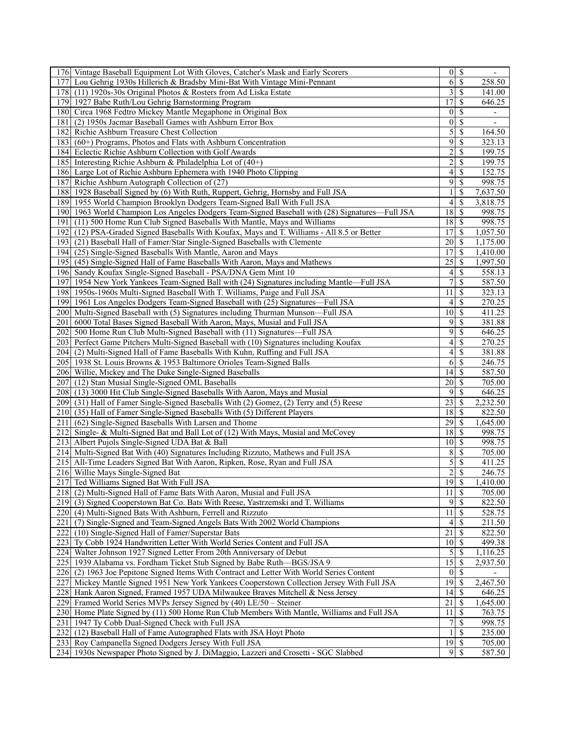| | | | | |
|---|---|---|---|---|
| 176 | Vintage Baseball Equipment Lot With Gloves, Catcher's Mask and Early Scorers | 0 | $ | - |
| 177 | Lou Gehrig 1930s Hillerich & Bradsby Mini-Bat With Vintage Mini-Pennant | 6 | $ | 258.50 |
| 178 | (11) 1920s-30s Original Photos & Rosters from Ad Liska Estate | 3 | $ | 141.00 |
| 179 | 1927 Babe Ruth/Lou Gehrig Barnstorming Program | 17 | $ | 646.25 |
| 180 | Circa 1968 Fedtro Mickey Mantle Megaphone in Original Box | 0 | $ | - |
| 181 | (2) 1950s Jacmar Baseball Games with Ashburn Error Box | 0 | $ | - |
| 182 | Richie Ashburn Treasure Chest Collection | 5 | $ | 164.50 |
| 183 | (60+) Programs, Photos and Flats with Ashburn Concentration | 9 | $ | 323.13 |
| 184 | Eclectic Richie Ashburn Collection with Golf Awards | 2 | $ | 199.75 |
| 185 | Interesting Richie Ashburn & Philadelphia Lot of (40+) | 2 | $ | 199.75 |
| 186 | Large Lot of Richie Ashburn Ephemera with 1940 Photo Clipping | 4 | $ | 152.75 |
| 187 | Richie Ashburn Autograph Collection of (27) | 9 | $ | 998.75 |
| 188 | 1928 Baseball Signed by (6) With Ruth, Ruppert, Gehrig, Hornsby and Full JSA | 1 | $ | 7,637.50 |
| 189 | 1955 World Champion Brooklyn Dodgers Team-Signed Ball With Full JSA | 4 | $ | 3,818.75 |
| 190 | 1963 World Champion Los Angeles Dodgers Team-Signed Baseball with (28) Signatures—Full JSA | 18 | $ | 998.75 |
| 191 | (11) 500 Home Run Club Signed Baseballs With Mantle, Mays and Williams | 18 | $ | 998.75 |
| 192 | (12) PSA-Graded Signed Baseballs With Koufax, Mays and T. Williams - All 8.5 or Better | 17 | $ | 1,057.50 |
| 193 | (21) Baseball Hall of Famer/Star Single-Signed Baseballs with Clemente | 20 | $ | 1,175.00 |
| 194 | (25) Single-Signed Baseballs With Mantle, Aaron and Mays | 17 | $ | 1,410.00 |
| 195 | (45) Single-Signed Hall of Fame Baseballs With Aaron, Mays and Mathews | 25 | $ | 1,997.50 |
| 196 | Sandy Koufax Single-Signed Baseball - PSA/DNA Gem Mint 10 | 4 | $ | 558.13 |
| 197 | 1954 New York Yankees Team-Signed Ball with (24) Signatures including Mantle—Full JSA | 7 | $ | 587.50 |
| 198 | 1950s-1960s Multi-Signed Baseball With T. Williams, Paige and Full JSA | 11 | $ | 323.13 |
| 199 | 1961 Los Angeles Dodgers Team-Signed Baseball with (25) Signatures—Full JSA | 4 | $ | 270.25 |
| 200 | Multi-Signed Baseball with (5) Signatures including Thurman Munson—Full JSA | 10 | $ | 411.25 |
| 201 | 6000 Total Bases Signed Baseball With Aaron, Mays, Musial and Full JSA | 9 | $ | 381.88 |
| 202 | 500 Home Run Club Multi-Signed Baseball with (11) Signatures—Full JSA | 9 | $ | 646.25 |
| 203 | Perfect Game Pitchers Multi-Signed Baseball with (10) Signatures including Koufax | 4 | $ | 270.25 |
| 204 | (2) Multi-Signed Hall of Fame Baseballs With Kuhn, Ruffing and Full JSA | 4 | $ | 381.88 |
| 205 | 1938 St. Louis Browns & 1953 Baltimore Orioles Team-Signed Balls | 6 | $ | 246.75 |
| 206 | Willie, Mickey and The Duke Single-Signed Baseballs | 14 | $ | 587.50 |
| 207 | (12) Stan Musial Single-Signed OML Baseballs | 20 | $ | 705.00 |
| 208 | (13) 3000 Hit Club Single-Signed Baseballs With Aaron, Mays and Musial | 9 | $ | 646.25 |
| 209 | (31) Hall of Famer Single-Signed Baseballs With (2) Gomez, (2) Terry and (5) Reese | 23 | $ | 2,232.50 |
| 210 | (35) Hall of Famer Single-Signed Baseballs With (5) Different Players | 18 | $ | 822.50 |
| 211 | (62) Single-Signed Baseballs With Larsen and Thome | 29 | $ | 1,645.00 |
| 212 | Single- & Multi-Signed Bat and Ball Lot of (12) With Mays, Musial and McCovey | 18 | $ | 998.75 |
| 213 | Albert Pujols Single-Signed UDA Bat & Ball | 10 | $ | 998.75 |
| 214 | Multi-Signed Bat With (40) Signatures Including Rizzuto, Mathews and Full JSA | 8 | $ | 705.00 |
| 215 | All-Time Leaders Signed Bat With Aaron, Ripken, Rose, Ryan and Full JSA | 5 | $ | 411.25 |
| 216 | Willie Mays Single-Signed Bat | 2 | $ | 246.75 |
| 217 | Ted Williams Signed Bat With Full JSA | 19 | $ | 1,410.00 |
| 218 | (2) Multi-Signed Hall of Fame Bats With Aaron, Musial and Full JSA | 11 | $ | 705.00 |
| 219 | (3) Signed Cooperstown Bat Co. Bats With Reese, Yastrzemski and T. Williams | 9 | $ | 822.50 |
| 220 | (4) Multi-Signed Bats With Ashburn, Ferrell and Rizzuto | 11 | $ | 528.75 |
| 221 | (7) Single-Signed and Team-Signed Angels Bats With 2002 World Champions | 4 | $ | 211.50 |
| 222 | (10) Single-Signed Hall of Famer/Superstar Bats | 21 | $ | 822.50 |
| 223 | Ty Cobb 1924 Handwritten Letter With World Series Content and Full JSA | 10 | $ | 499.38 |
| 224 | Walter Johnson 1927 Signed Letter From 20th Anniversary of Debut | 5 | $ | 1,116.25 |
| 225 | 1939 Alabama vs. Fordham Ticket Stub Signed by Babe Ruth—BGS/JSA 9 | 15 | $ | 2,937.50 |
| 226 | (2) 1963 Joe Pepitone Signed Items With Contract and Letter With World Series Content | 0 | $ | - |
| 227 | Mickey Mantle Signed 1951 New York Yankees Cooperstown Collection Jersey With Full JSA | 19 | $ | 2,467.50 |
| 228 | Hank Aaron Signed, Framed 1957 UDA Milwaukee Braves Mitchell & Ness Jersey | 14 | $ | 646.25 |
| 229 | Framed World Series MVPs Jersey Signed by (40) LE/50 – Steiner | 21 | $ | 1,645.00 |
| 230 | Home Plate Signed by (11) 500 Home Run Club Members With Mantle, Williams and Full JSA | 11 | $ | 763.75 |
| 231 | 1947 Ty Cobb Dual-Signed Check with Full JSA | 7 | $ | 998.75 |
| 232 | (12) Baseball Hall of Fame Autographed Flats with JSA Hoyt Photo | 1 | $ | 235.00 |
| 233 | Roy Campanella Signed Dodgers Jersey With Full JSA | 19 | $ | 705.00 |
| 234 | 1930s Newspaper Photo Signed by J. DiMaggio, Lazzeri and Crosetti - SGC Slabbed | 9 | $ | 587.50 |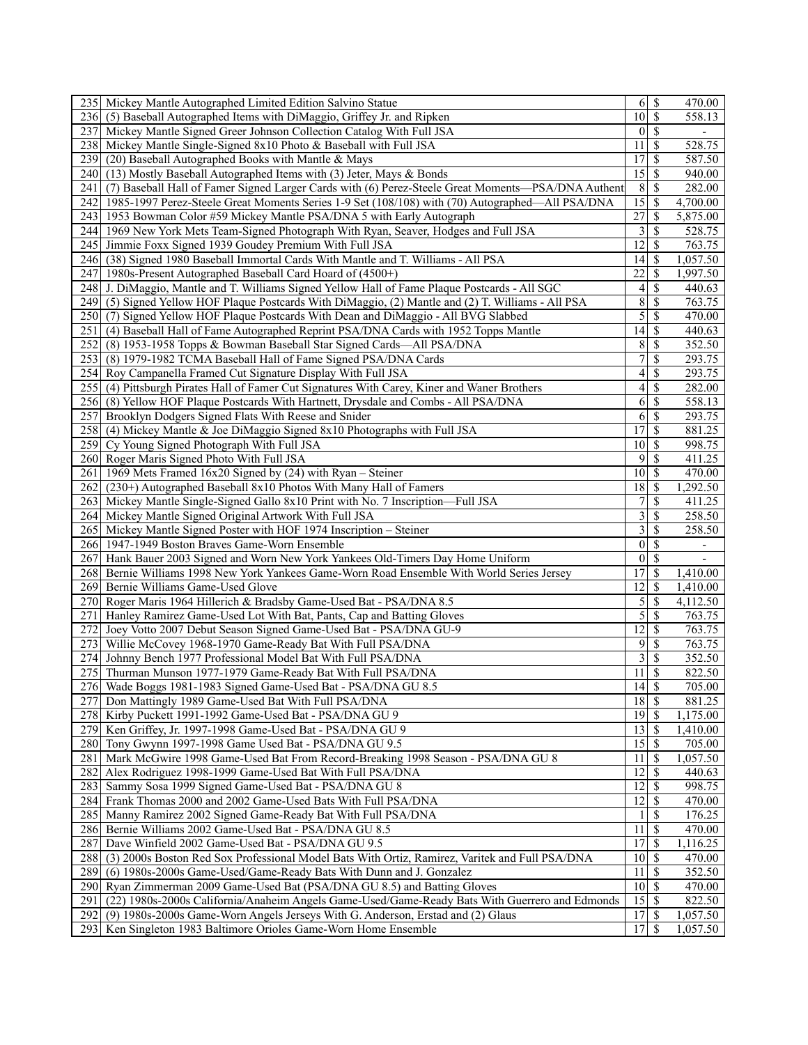| | | | | |
|---|---|---|---|---|
| 235 | Mickey Mantle Autographed Limited Edition Salvino Statue | 6 | $ | 470.00 |
| 236 | (5) Baseball Autographed Items with DiMaggio, Griffey Jr. and Ripken | 10 | $ | 558.13 |
| 237 | Mickey Mantle Signed Greer Johnson Collection Catalog With Full JSA | 0 | $ | - |
| 238 | Mickey Mantle Single-Signed 8x10 Photo & Baseball with Full JSA | 11 | $ | 528.75 |
| 239 | (20) Baseball Autographed Books with Mantle & Mays | 17 | $ | 587.50 |
| 240 | (13) Mostly Baseball Autographed Items with (3) Jeter, Mays & Bonds | 15 | $ | 940.00 |
| 241 | (7) Baseball Hall of Famer Signed Larger Cards with (6) Perez-Steele Great Moments—PSA/DNA Authent | 8 | $ | 282.00 |
| 242 | 1985-1997 Perez-Steele Great Moments Series 1-9 Set (108/108) with (70) Autographed—All PSA/DNA | 15 | $ | 4,700.00 |
| 243 | 1953 Bowman Color #59 Mickey Mantle PSA/DNA 5 with Early Autograph | 27 | $ | 5,875.00 |
| 244 | 1969 New York Mets Team-Signed Photograph With Ryan, Seaver, Hodges and Full JSA | 3 | $ | 528.75 |
| 245 | Jimmie Foxx Signed 1939 Goudey Premium With Full JSA | 12 | $ | 763.75 |
| 246 | (38) Signed 1980 Baseball Immortal Cards With Mantle and T. Williams - All PSA | 14 | $ | 1,057.50 |
| 247 | 1980s-Present Autographed Baseball Card Hoard of (4500+) | 22 | $ | 1,997.50 |
| 248 | J. DiMaggio, Mantle and T. Williams Signed Yellow Hall of Fame Plaque Postcards - All SGC | 4 | $ | 440.63 |
| 249 | (5) Signed Yellow HOF Plaque Postcards With DiMaggio, (2) Mantle and (2) T. Williams - All PSA | 8 | $ | 763.75 |
| 250 | (7) Signed Yellow HOF Plaque Postcards With Dean and DiMaggio - All BVG Slabbed | 5 | $ | 470.00 |
| 251 | (4) Baseball Hall of Fame Autographed Reprint PSA/DNA Cards with 1952 Topps Mantle | 14 | $ | 440.63 |
| 252 | (8) 1953-1958 Topps & Bowman Baseball Star Signed Cards—All PSA/DNA | 8 | $ | 352.50 |
| 253 | (8) 1979-1982 TCMA Baseball Hall of Fame Signed PSA/DNA Cards | 7 | $ | 293.75 |
| 254 | Roy Campanella Framed Cut Signature Display With Full JSA | 4 | $ | 293.75 |
| 255 | (4) Pittsburgh Pirates Hall of Famer Cut Signatures With Carey, Kiner and Waner Brothers | 4 | $ | 282.00 |
| 256 | (8) Yellow HOF Plaque Postcards With Hartnett, Drysdale and Combs - All PSA/DNA | 6 | $ | 558.13 |
| 257 | Brooklyn Dodgers Signed Flats With Reese and Snider | 6 | $ | 293.75 |
| 258 | (4) Mickey Mantle & Joe DiMaggio Signed 8x10 Photographs with Full JSA | 17 | $ | 881.25 |
| 259 | Cy Young Signed Photograph With Full JSA | 10 | $ | 998.75 |
| 260 | Roger Maris Signed Photo With Full JSA | 9 | $ | 411.25 |
| 261 | 1969 Mets Framed 16x20 Signed by (24) with Ryan – Steiner | 10 | $ | 470.00 |
| 262 | (230+) Autographed Baseball 8x10 Photos With Many Hall of Famers | 18 | $ | 1,292.50 |
| 263 | Mickey Mantle Single-Signed Gallo 8x10 Print with No. 7 Inscription—Full JSA | 7 | $ | 411.25 |
| 264 | Mickey Mantle Signed Original Artwork With Full JSA | 3 | $ | 258.50 |
| 265 | Mickey Mantle Signed Poster with HOF 1974 Inscription – Steiner | 3 | $ | 258.50 |
| 266 | 1947-1949 Boston Braves Game-Worn Ensemble | 0 | $ | - |
| 267 | Hank Bauer 2003 Signed and Worn New York Yankees Old-Timers Day Home Uniform | 0 | $ | - |
| 268 | Bernie Williams 1998 New York Yankees Game-Worn Road Ensemble With World Series Jersey | 17 | $ | 1,410.00 |
| 269 | Bernie Williams Game-Used Glove | 12 | $ | 1,410.00 |
| 270 | Roger Maris 1964 Hillerich & Bradsby Game-Used Bat - PSA/DNA 8.5 | 5 | $ | 4,112.50 |
| 271 | Hanley Ramirez Game-Used Lot With Bat, Pants, Cap and Batting Gloves | 5 | $ | 763.75 |
| 272 | Joey Votto 2007 Debut Season Signed Game-Used Bat - PSA/DNA GU-9 | 12 | $ | 763.75 |
| 273 | Willie McCovey 1968-1970 Game-Ready Bat With Full PSA/DNA | 9 | $ | 763.75 |
| 274 | Johnny Bench 1977 Professional Model Bat With Full PSA/DNA | 3 | $ | 352.50 |
| 275 | Thurman Munson 1977-1979 Game-Ready Bat With Full PSA/DNA | 11 | $ | 822.50 |
| 276 | Wade Boggs 1981-1983 Signed Game-Used Bat - PSA/DNA GU 8.5 | 14 | $ | 705.00 |
| 277 | Don Mattingly 1989 Game-Used Bat With Full PSA/DNA | 18 | $ | 881.25 |
| 278 | Kirby Puckett 1991-1992 Game-Used Bat - PSA/DNA GU 9 | 19 | $ | 1,175.00 |
| 279 | Ken Griffey, Jr. 1997-1998 Game-Used Bat - PSA/DNA GU 9 | 13 | $ | 1,410.00 |
| 280 | Tony Gwynn 1997-1998 Game Used Bat - PSA/DNA GU 9.5 | 15 | $ | 705.00 |
| 281 | Mark McGwire 1998 Game-Used Bat From Record-Breaking 1998 Season - PSA/DNA GU 8 | 11 | $ | 1,057.50 |
| 282 | Alex Rodriguez 1998-1999 Game-Used Bat With Full PSA/DNA | 12 | $ | 440.63 |
| 283 | Sammy Sosa 1999 Signed Game-Used Bat - PSA/DNA GU 8 | 12 | $ | 998.75 |
| 284 | Frank Thomas 2000 and 2002 Game-Used Bats With Full PSA/DNA | 12 | $ | 470.00 |
| 285 | Manny Ramirez 2002 Signed Game-Ready Bat With Full PSA/DNA | 1 | $ | 176.25 |
| 286 | Bernie Williams 2002 Game-Used Bat - PSA/DNA GU 8.5 | 11 | $ | 470.00 |
| 287 | Dave Winfield 2002 Game-Used Bat - PSA/DNA GU 9.5 | 17 | $ | 1,116.25 |
| 288 | (3) 2000s Boston Red Sox Professional Model Bats With Ortiz, Ramirez, Varitek and Full PSA/DNA | 10 | $ | 470.00 |
| 289 | (6) 1980s-2000s Game-Used/Game-Ready Bats With Dunn and J. Gonzalez | 11 | $ | 352.50 |
| 290 | Ryan Zimmerman 2009 Game-Used Bat (PSA/DNA GU 8.5) and Batting Gloves | 10 | $ | 470.00 |
| 291 | (22) 1980s-2000s California/Anaheim Angels Game-Used/Game-Ready Bats With Guerrero and Edmonds | 15 | $ | 822.50 |
| 292 | (9) 1980s-2000s Game-Worn Angels Jerseys With G. Anderson, Erstad and (2) Glaus | 17 | $ | 1,057.50 |
| 293 | Ken Singleton 1983 Baltimore Orioles Game-Worn Home Ensemble | 17 | $ | 1,057.50 |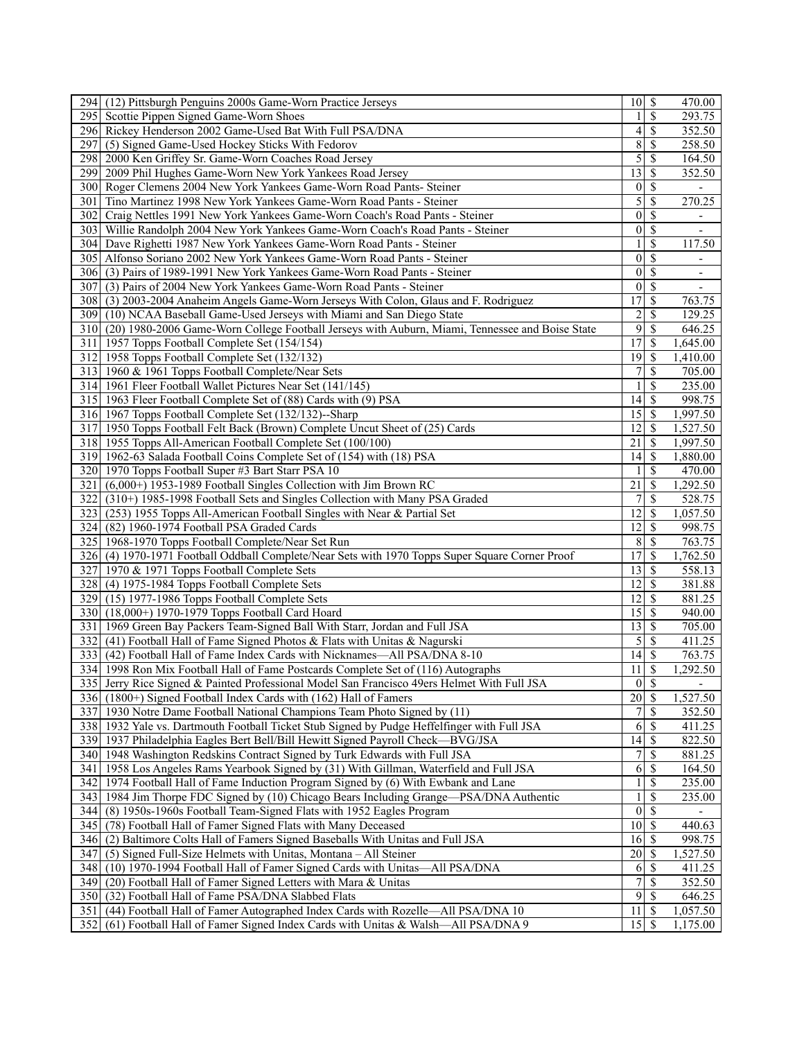| | | | | |
|---|---|---|---|---|
| 294 | (12) Pittsburgh Penguins 2000s Game-Worn Practice Jerseys | 10 | $ | 470.00 |
| 295 | Scottie Pippen Signed Game-Worn Shoes | 1 | $ | 293.75 |
| 296 | Rickey Henderson 2002 Game-Used Bat With Full PSA/DNA | 4 | $ | 352.50 |
| 297 | (5) Signed Game-Used Hockey Sticks With Fedorov | 8 | $ | 258.50 |
| 298 | 2000 Ken Griffey Sr. Game-Worn Coaches Road Jersey | 5 | $ | 164.50 |
| 299 | 2009 Phil Hughes Game-Worn New York Yankees Road Jersey | 13 | $ | 352.50 |
| 300 | Roger Clemens 2004 New York Yankees Game-Worn Road Pants- Steiner | 0 | $ | - |
| 301 | Tino Martinez 1998 New York Yankees Game-Worn Road Pants - Steiner | 5 | $ | 270.25 |
| 302 | Craig Nettles 1991 New York Yankees Game-Worn Coach's Road Pants - Steiner | 0 | $ | - |
| 303 | Willie Randolph 2004 New York Yankees Game-Worn Coach's Road Pants - Steiner | 0 | $ | - |
| 304 | Dave Righetti 1987 New York Yankees Game-Worn Road Pants - Steiner | 1 | $ | 117.50 |
| 305 | Alfonso Soriano 2002 New York Yankees Game-Worn Road Pants - Steiner | 0 | $ | - |
| 306 | (3) Pairs of 1989-1991 New York Yankees Game-Worn Road Pants - Steiner | 0 | $ | - |
| 307 | (3) Pairs of 2004 New York Yankees Game-Worn Road Pants - Steiner | 0 | $ | - |
| 308 | (3) 2003-2004 Anaheim Angels Game-Worn Jerseys With Colon, Glaus and F. Rodriguez | 17 | $ | 763.75 |
| 309 | (10) NCAA Baseball Game-Used Jerseys with Miami and San Diego State | 2 | $ | 129.25 |
| 310 | (20) 1980-2006 Game-Worn College Football Jerseys with Auburn, Miami, Tennessee and Boise State | 9 | $ | 646.25 |
| 311 | 1957 Topps Football Complete Set (154/154) | 17 | $ | 1,645.00 |
| 312 | 1958 Topps Football Complete Set (132/132) | 19 | $ | 1,410.00 |
| 313 | 1960 & 1961 Topps Football Complete/Near Sets | 7 | $ | 705.00 |
| 314 | 1961 Fleer Football Wallet Pictures Near Set (141/145) | 1 | $ | 235.00 |
| 315 | 1963 Fleer Football Complete Set of (88) Cards with (9) PSA | 14 | $ | 998.75 |
| 316 | 1967 Topps Football Complete Set (132/132)--Sharp | 15 | $ | 1,997.50 |
| 317 | 1950 Topps Football Felt Back (Brown) Complete Uncut Sheet of (25) Cards | 12 | $ | 1,527.50 |
| 318 | 1955 Topps All-American Football Complete Set (100/100) | 21 | $ | 1,997.50 |
| 319 | 1962-63 Salada Football Coins Complete Set of (154) with (18) PSA | 14 | $ | 1,880.00 |
| 320 | 1970 Topps Football Super #3 Bart Starr PSA 10 | 1 | $ | 470.00 |
| 321 | (6,000+) 1953-1989 Football Singles Collection with Jim Brown RC | 21 | $ | 1,292.50 |
| 322 | (310+) 1985-1998 Football Sets and Singles Collection with Many PSA Graded | 7 | $ | 528.75 |
| 323 | (253) 1955 Topps All-American Football Singles with Near & Partial Set | 12 | $ | 1,057.50 |
| 324 | (82) 1960-1974 Football PSA Graded Cards | 12 | $ | 998.75 |
| 325 | 1968-1970 Topps Football Complete/Near Set Run | 8 | $ | 763.75 |
| 326 | (4) 1970-1971 Football Oddball Complete/Near Sets with 1970 Topps Super Square Corner Proof | 17 | $ | 1,762.50 |
| 327 | 1970 & 1971 Topps Football Complete Sets | 13 | $ | 558.13 |
| 328 | (4) 1975-1984 Topps Football Complete Sets | 12 | $ | 381.88 |
| 329 | (15) 1977-1986 Topps Football Complete Sets | 12 | $ | 881.25 |
| 330 | (18,000+) 1970-1979 Topps Football Card Hoard | 15 | $ | 940.00 |
| 331 | 1969 Green Bay Packers Team-Signed Ball With Starr, Jordan and Full JSA | 13 | $ | 705.00 |
| 332 | (41) Football Hall of Fame Signed Photos & Flats with Unitas & Nagurski | 5 | $ | 411.25 |
| 333 | (42) Football Hall of Fame Index Cards with Nicknames—All PSA/DNA 8-10 | 14 | $ | 763.75 |
| 334 | 1998 Ron Mix Football Hall of Fame Postcards Complete Set of (116) Autographs | 11 | $ | 1,292.50 |
| 335 | Jerry Rice Signed & Painted Professional Model San Francisco 49ers Helmet With Full JSA | 0 | $ | - |
| 336 | (1800+) Signed Football Index Cards with (162) Hall of Famers | 20 | $ | 1,527.50 |
| 337 | 1930 Notre Dame Football National Champions Team Photo Signed by (11) | 7 | $ | 352.50 |
| 338 | 1932 Yale vs. Dartmouth Football Ticket Stub Signed by Pudge Heffelfinger with Full JSA | 6 | $ | 411.25 |
| 339 | 1937 Philadelphia Eagles Bert Bell/Bill Hewitt Signed Payroll Check—BVG/JSA | 14 | $ | 822.50 |
| 340 | 1948 Washington Redskins Contract Signed by Turk Edwards with Full JSA | 7 | $ | 881.25 |
| 341 | 1958 Los Angeles Rams Yearbook Signed by (31) With Gillman, Waterfield and Full JSA | 6 | $ | 164.50 |
| 342 | 1974 Football Hall of Fame Induction Program Signed by (6) With Ewbank and Lane | 1 | $ | 235.00 |
| 343 | 1984 Jim Thorpe FDC Signed by (10) Chicago Bears Including Grange—PSA/DNA Authentic | 1 | $ | 235.00 |
| 344 | (8) 1950s-1960s Football Team-Signed Flats with 1952 Eagles Program | 0 | $ | - |
| 345 | (78) Football Hall of Famer Signed Flats with Many Deceased | 10 | $ | 440.63 |
| 346 | (2) Baltimore Colts Hall of Famers Signed Baseballs With Unitas and Full JSA | 16 | $ | 998.75 |
| 347 | (5) Signed Full-Size Helmets with Unitas, Montana – All Steiner | 20 | $ | 1,527.50 |
| 348 | (10) 1970-1994 Football Hall of Famer Signed Cards with Unitas—All PSA/DNA | 6 | $ | 411.25 |
| 349 | (20) Football Hall of Famer Signed Letters with Mara & Unitas | 7 | $ | 352.50 |
| 350 | (32) Football Hall of Fame PSA/DNA Slabbed Flats | 9 | $ | 646.25 |
| 351 | (44) Football Hall of Famer Autographed Index Cards with Rozelle—All PSA/DNA 10 | 11 | $ | 1,057.50 |
| 352 | (61) Football Hall of Famer Signed Index Cards with Unitas & Walsh—All PSA/DNA 9 | 15 | $ | 1,175.00 |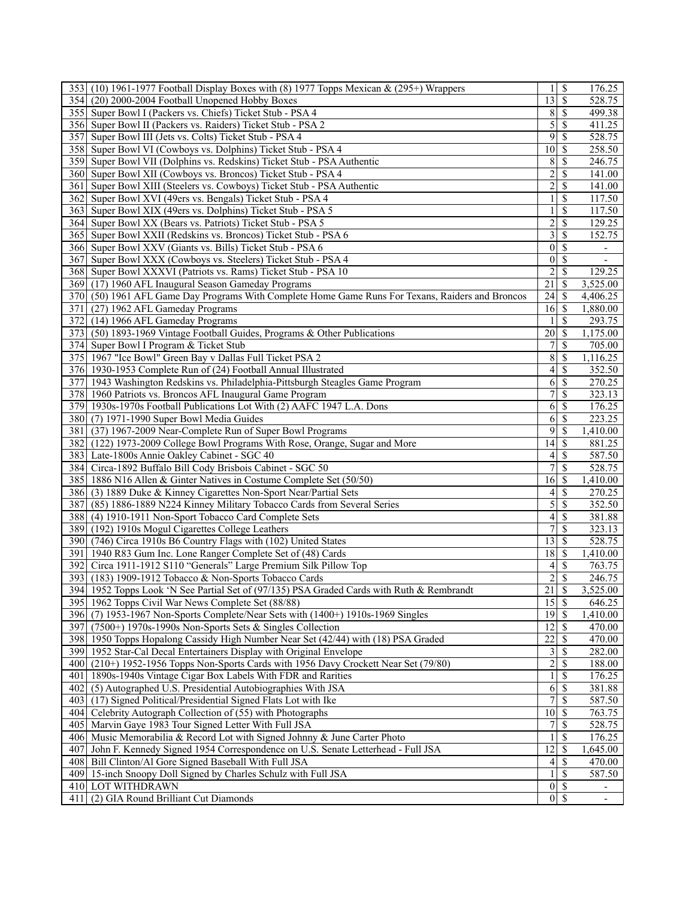| | | | | |
|---|---|---|---|---|
| 353 | (10) 1961-1977 Football Display Boxes with (8) 1977 Topps Mexican & (295+) Wrappers | 1 | $ | 176.25 |
| 354 | (20) 2000-2004 Football Unopened Hobby Boxes | 13 | $ | 528.75 |
| 355 | Super Bowl I (Packers vs. Chiefs) Ticket Stub - PSA 4 | 8 | $ | 499.38 |
| 356 | Super Bowl II (Packers vs. Raiders) Ticket Stub - PSA 2 | 5 | $ | 411.25 |
| 357 | Super Bowl III (Jets vs. Colts) Ticket Stub - PSA 4 | 9 | $ | 528.75 |
| 358 | Super Bowl VI (Cowboys vs. Dolphins) Ticket Stub - PSA 4 | 10 | $ | 258.50 |
| 359 | Super Bowl VII (Dolphins vs. Redskins) Ticket Stub - PSA Authentic | 8 | $ | 246.75 |
| 360 | Super Bowl XII (Cowboys vs. Broncos) Ticket Stub - PSA 4 | 2 | $ | 141.00 |
| 361 | Super Bowl XIII (Steelers vs. Cowboys) Ticket Stub - PSA Authentic | 2 | $ | 141.00 |
| 362 | Super Bowl XVI (49ers vs. Bengals) Ticket Stub - PSA 4 | 1 | $ | 117.50 |
| 363 | Super Bowl XIX (49ers vs. Dolphins) Ticket Stub - PSA 5 | 1 | $ | 117.50 |
| 364 | Super Bowl XX (Bears vs. Patriots) Ticket Stub - PSA 5 | 2 | $ | 129.25 |
| 365 | Super Bowl XXII (Redskins vs. Broncos) Ticket Stub - PSA 6 | 3 | $ | 152.75 |
| 366 | Super Bowl XXV (Giants vs. Bills) Ticket Stub - PSA 6 | 0 | $ | - |
| 367 | Super Bowl XXX (Cowboys vs. Steelers) Ticket Stub - PSA 4 | 0 | $ | - |
| 368 | Super Bowl XXXVI (Patriots vs. Rams) Ticket Stub - PSA 10 | 2 | $ | 129.25 |
| 369 | (17) 1960 AFL Inaugural Season Gameday Programs | 21 | $ | 3,525.00 |
| 370 | (50) 1961 AFL Game Day Programs With Complete Home Game Runs For Texans, Raiders and Broncos | 24 | $ | 4,406.25 |
| 371 | (27) 1962 AFL Gameday Programs | 16 | $ | 1,880.00 |
| 372 | (14) 1966 AFL Gameday Programs | 1 | $ | 293.75 |
| 373 | (50) 1893-1969 Vintage Football Guides, Programs & Other Publications | 20 | $ | 1,175.00 |
| 374 | Super Bowl I Program & Ticket Stub | 7 | $ | 705.00 |
| 375 | 1967 "Ice Bowl" Green Bay v Dallas Full Ticket PSA 2 | 8 | $ | 1,116.25 |
| 376 | 1930-1953 Complete Run of (24) Football Annual Illustrated | 4 | $ | 352.50 |
| 377 | 1943 Washington Redskins vs. Philadelphia-Pittsburgh Steagles Game Program | 6 | $ | 270.25 |
| 378 | 1960 Patriots vs. Broncos AFL Inaugural Game Program | 7 | $ | 323.13 |
| 379 | 1930s-1970s Football Publications Lot With (2) AAFC 1947 L.A. Dons | 6 | $ | 176.25 |
| 380 | (7) 1971-1990 Super Bowl Media Guides | 6 | $ | 223.25 |
| 381 | (37) 1967-2009 Near-Complete Run of Super Bowl Programs | 9 | $ | 1,410.00 |
| 382 | (122) 1973-2009 College Bowl Programs With Rose, Orange, Sugar and More | 14 | $ | 881.25 |
| 383 | Late-1800s Annie Oakley Cabinet - SGC 40 | 4 | $ | 587.50 |
| 384 | Circa-1892 Buffalo Bill Cody Brisbois Cabinet - SGC 50 | 7 | $ | 528.75 |
| 385 | 1886 N16 Allen & Ginter Natives in Costume Complete Set (50/50) | 16 | $ | 1,410.00 |
| 386 | (3) 1889 Duke & Kinney Cigarettes Non-Sport Near/Partial Sets | 4 | $ | 270.25 |
| 387 | (85) 1886-1889 N224 Kinney Military Tobacco Cards from Several Series | 5 | $ | 352.50 |
| 388 | (4) 1910-1911 Non-Sport Tobacco Card Complete Sets | 4 | $ | 381.88 |
| 389 | (192) 1910s Mogul Cigarettes College Leathers | 7 | $ | 323.13 |
| 390 | (746) Circa 1910s B6 Country Flags with (102) United States | 13 | $ | 528.75 |
| 391 | 1940 R83 Gum Inc. Lone Ranger Complete Set of (48) Cards | 18 | $ | 1,410.00 |
| 392 | Circa 1911-1912 S110 "Generals" Large Premium Silk Pillow Top | 4 | $ | 763.75 |
| 393 | (183) 1909-1912 Tobacco & Non-Sports Tobacco Cards | 2 | $ | 246.75 |
| 394 | 1952 Topps Look 'N See Partial Set of (97/135) PSA Graded Cards with Ruth & Rembrandt | 21 | $ | 3,525.00 |
| 395 | 1962 Topps Civil War News Complete Set (88/88) | 15 | $ | 646.25 |
| 396 | (7) 1953-1967 Non-Sports Complete/Near Sets with (1400+) 1910s-1969 Singles | 19 | $ | 1,410.00 |
| 397 | (7500+) 1970s-1990s Non-Sports Sets & Singles Collection | 12 | $ | 470.00 |
| 398 | 1950 Topps Hopalong Cassidy High Number Near Set (42/44) with (18) PSA Graded | 22 | $ | 470.00 |
| 399 | 1952 Star-Cal Decal Entertainers Display with Original Envelope | 3 | $ | 282.00 |
| 400 | (210+) 1952-1956 Topps Non-Sports Cards with 1956 Davy Crockett Near Set (79/80) | 2 | $ | 188.00 |
| 401 | 1890s-1940s Vintage Cigar Box Labels With FDR and Rarities | 1 | $ | 176.25 |
| 402 | (5) Autographed U.S. Presidential Autobiographies With JSA | 6 | $ | 381.88 |
| 403 | (17) Signed Political/Presidential Signed Flats Lot with Ike | 7 | $ | 587.50 |
| 404 | Celebrity Autograph Collection of (55) with Photographs | 10 | $ | 763.75 |
| 405 | Marvin Gaye 1983 Tour Signed Letter With Full JSA | 7 | $ | 528.75 |
| 406 | Music Memorabilia & Record Lot with Signed Johnny & June Carter Photo | 1 | $ | 176.25 |
| 407 | John F. Kennedy Signed 1954 Correspondence on U.S. Senate Letterhead - Full JSA | 12 | $ | 1,645.00 |
| 408 | Bill Clinton/Al Gore Signed Baseball With Full JSA | 4 | $ | 470.00 |
| 409 | 15-inch Snoopy Doll Signed by Charles Schulz with Full JSA | 1 | $ | 587.50 |
| 410 | LOT WITHDRAWN | 0 | $ | - |
| 411 | (2) GIA Round Brilliant Cut Diamonds | 0 | $ | - |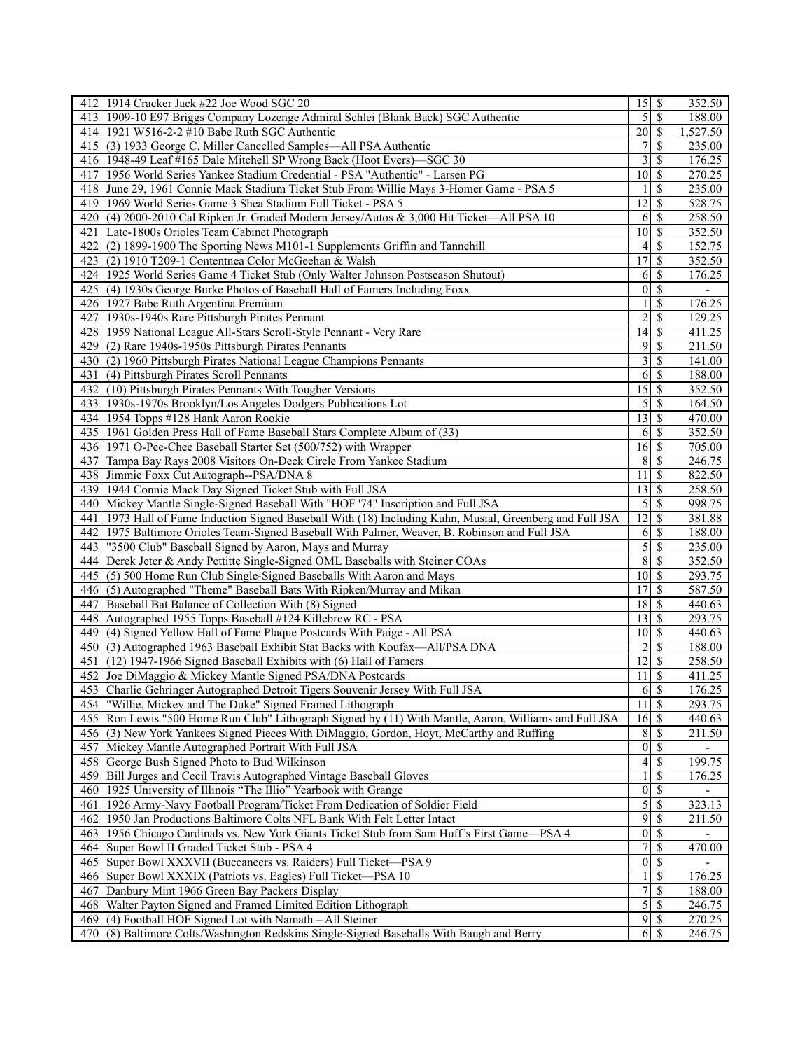| | | | | |
|---|---|---|---|---|
| 412 | 1914 Cracker Jack #22 Joe Wood SGC 20 | 15 | $ | 352.50 |
| 413 | 1909-10 E97 Briggs Company Lozenge Admiral Schlei (Blank Back) SGC Authentic | 5 | $ | 188.00 |
| 414 | 1921 W516-2-2 #10 Babe Ruth SGC Authentic | 20 | $ | 1,527.50 |
| 415 | (3) 1933 George C. Miller Cancelled Samples—All PSA Authentic | 7 | $ | 235.00 |
| 416 | 1948-49 Leaf #165 Dale Mitchell SP Wrong Back (Hoot Evers)—SGC 30 | 3 | $ | 176.25 |
| 417 | 1956 World Series Yankee Stadium Credential - PSA "Authentic" - Larsen PG | 10 | $ | 270.25 |
| 418 | June 29, 1961 Connie Mack Stadium Ticket Stub From Willie Mays 3-Homer Game - PSA 5 | 1 | $ | 235.00 |
| 419 | 1969 World Series Game 3 Shea Stadium Full Ticket - PSA 5 | 12 | $ | 528.75 |
| 420 | (4) 2000-2010 Cal Ripken Jr. Graded Modern Jersey/Autos & 3,000 Hit Ticket—All PSA 10 | 6 | $ | 258.50 |
| 421 | Late-1800s Orioles Team Cabinet Photograph | 10 | $ | 352.50 |
| 422 | (2) 1899-1900 The Sporting News M101-1 Supplements Griffin and Tannehill | 4 | $ | 152.75 |
| 423 | (2) 1910 T209-1 Contentnea Color McGeehan & Walsh | 17 | $ | 352.50 |
| 424 | 1925 World Series Game 4 Ticket Stub (Only Walter Johnson Postseason Shutout) | 6 | $ | 176.25 |
| 425 | (4) 1930s George Burke Photos of Baseball Hall of Famers Including Foxx | 0 | $ | - |
| 426 | 1927 Babe Ruth Argentina Premium | 1 | $ | 176.25 |
| 427 | 1930s-1940s Rare Pittsburgh Pirates Pennant | 2 | $ | 129.25 |
| 428 | 1959 National League All-Stars Scroll-Style Pennant - Very Rare | 14 | $ | 411.25 |
| 429 | (2) Rare 1940s-1950s Pittsburgh Pirates Pennants | 9 | $ | 211.50 |
| 430 | (2) 1960 Pittsburgh Pirates National League Champions Pennants | 3 | $ | 141.00 |
| 431 | (4) Pittsburgh Pirates Scroll Pennants | 6 | $ | 188.00 |
| 432 | (10) Pittsburgh Pirates Pennants With Tougher Versions | 15 | $ | 352.50 |
| 433 | 1930s-1970s Brooklyn/Los Angeles Dodgers Publications Lot | 5 | $ | 164.50 |
| 434 | 1954 Topps #128 Hank Aaron Rookie | 13 | $ | 470.00 |
| 435 | 1961 Golden Press Hall of Fame Baseball Stars Complete Album of (33) | 6 | $ | 352.50 |
| 436 | 1971 O-Pee-Chee Baseball Starter Set (500/752) with Wrapper | 16 | $ | 705.00 |
| 437 | Tampa Bay Rays 2008 Visitors On-Deck Circle From Yankee Stadium | 8 | $ | 246.75 |
| 438 | Jimmie Foxx Cut Autograph--PSA/DNA 8 | 11 | $ | 822.50 |
| 439 | 1944 Connie Mack Day Signed Ticket Stub with Full JSA | 13 | $ | 258.50 |
| 440 | Mickey Mantle Single-Signed Baseball With "HOF '74" Inscription and Full JSA | 5 | $ | 998.75 |
| 441 | 1973 Hall of Fame Induction Signed Baseball With (18) Including Kuhn, Musial, Greenberg and Full JSA | 12 | $ | 381.88 |
| 442 | 1975 Baltimore Orioles Team-Signed Baseball With Palmer, Weaver, B. Robinson and Full JSA | 6 | $ | 188.00 |
| 443 | "3500 Club" Baseball Signed by Aaron, Mays and Murray | 5 | $ | 235.00 |
| 444 | Derek Jeter & Andy Pettitte Single-Signed OML Baseballs with Steiner COAs | 8 | $ | 352.50 |
| 445 | (5) 500 Home Run Club Single-Signed Baseballs With Aaron and Mays | 10 | $ | 293.75 |
| 446 | (5) Autographed "Theme" Baseball Bats With Ripken/Murray and Mikan | 17 | $ | 587.50 |
| 447 | Baseball Bat Balance of Collection With (8) Signed | 18 | $ | 440.63 |
| 448 | Autographed 1955 Topps Baseball #124 Killebrew RC - PSA | 13 | $ | 293.75 |
| 449 | (4) Signed Yellow Hall of Fame Plaque Postcards With Paige - All PSA | 10 | $ | 440.63 |
| 450 | (3) Autographed 1963 Baseball Exhibit Stat Backs with Koufax—All/PSA DNA | 2 | $ | 188.00 |
| 451 | (12) 1947-1966 Signed Baseball Exhibits with (6) Hall of Famers | 12 | $ | 258.50 |
| 452 | Joe DiMaggio & Mickey Mantle Signed PSA/DNA Postcards | 11 | $ | 411.25 |
| 453 | Charlie Gehringer Autographed Detroit Tigers Souvenir Jersey With Full JSA | 6 | $ | 176.25 |
| 454 | "Willie, Mickey and The Duke" Signed Framed Lithograph | 11 | $ | 293.75 |
| 455 | Ron Lewis "500 Home Run Club" Lithograph Signed by (11) With Mantle, Aaron, Williams and Full JSA | 16 | $ | 440.63 |
| 456 | (3) New York Yankees Signed Pieces With DiMaggio, Gordon, Hoyt, McCarthy and Ruffing | 8 | $ | 211.50 |
| 457 | Mickey Mantle Autographed Portrait With Full JSA | 0 | $ | - |
| 458 | George Bush Signed Photo to Bud Wilkinson | 4 | $ | 199.75 |
| 459 | Bill Jurges and Cecil Travis Autographed Vintage Baseball Gloves | 1 | $ | 176.25 |
| 460 | 1925 University of Illinois "The Illio" Yearbook with Grange | 0 | $ | - |
| 461 | 1926 Army-Navy Football Program/Ticket From Dedication of Soldier Field | 5 | $ | 323.13 |
| 462 | 1950 Jan Productions Baltimore Colts NFL Bank With Felt Letter Intact | 9 | $ | 211.50 |
| 463 | 1956 Chicago Cardinals vs. New York Giants Ticket Stub from Sam Huff's First Game—PSA 4 | 0 | $ | - |
| 464 | Super Bowl II Graded Ticket Stub - PSA 4 | 7 | $ | 470.00 |
| 465 | Super Bowl XXXVII (Buccaneers vs. Raiders) Full Ticket—PSA 9 | 0 | $ | - |
| 466 | Super Bowl XXXIX (Patriots vs. Eagles) Full Ticket—PSA 10 | 1 | $ | 176.25 |
| 467 | Danbury Mint 1966 Green Bay Packers Display | 7 | $ | 188.00 |
| 468 | Walter Payton Signed and Framed Limited Edition Lithograph | 5 | $ | 246.75 |
| 469 | (4) Football HOF Signed Lot with Namath – All Steiner | 9 | $ | 270.25 |
| 470 | (8) Baltimore Colts/Washington Redskins Single-Signed Baseballs With Baugh and Berry | 6 | $ | 246.75 |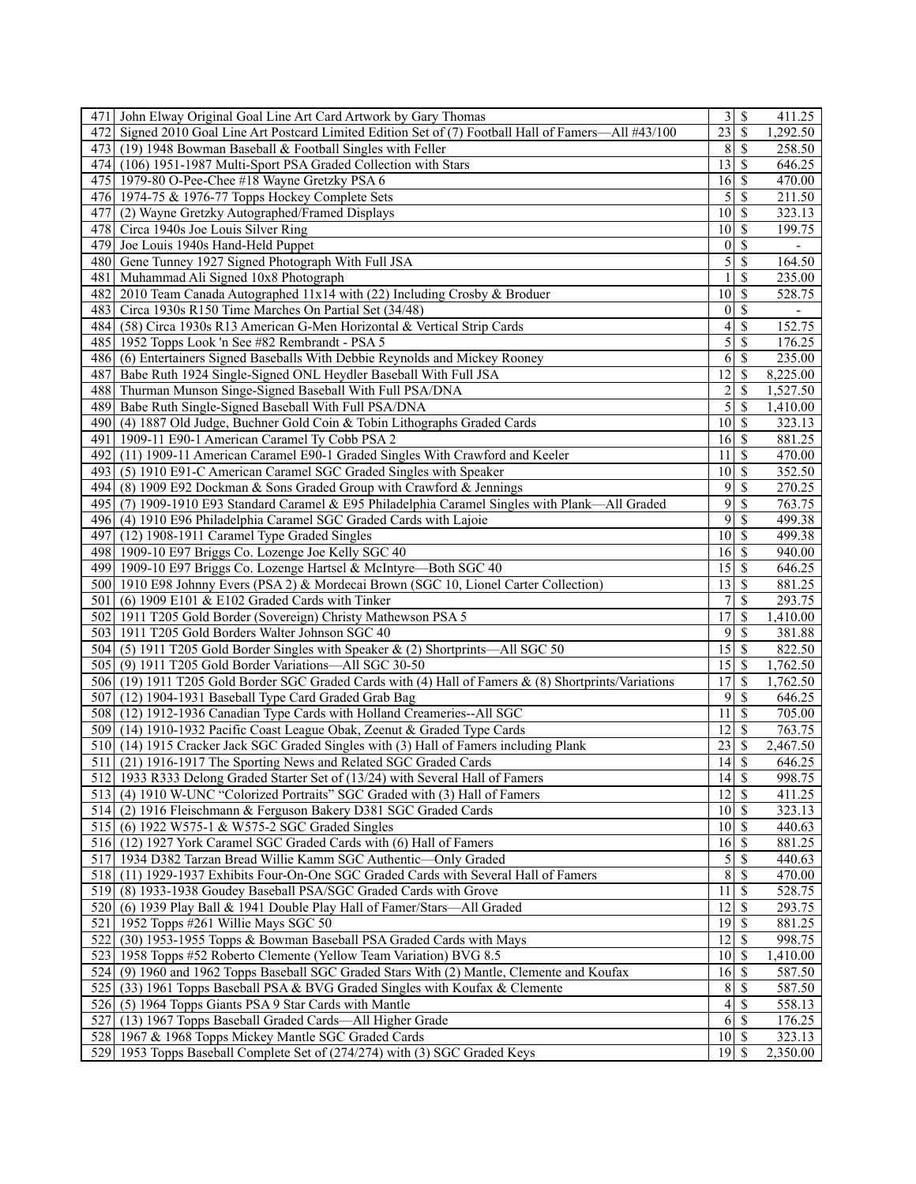| | | | | |
|---|---|---|---|---|
| 471 | John Elway Original Goal Line Art Card Artwork by Gary Thomas | 3 | $ | 411.25 |
| 472 | Signed 2010 Goal Line Art Postcard Limited Edition Set of (7) Football Hall of Famers—All #43/100 | 23 | $ | 1,292.50 |
| 473 | (19) 1948 Bowman Baseball & Football Singles with Feller | 8 | $ | 258.50 |
| 474 | (106) 1951-1987 Multi-Sport PSA Graded Collection with Stars | 13 | $ | 646.25 |
| 475 | 1979-80 O-Pee-Chee #18 Wayne Gretzky PSA 6 | 16 | $ | 470.00 |
| 476 | 1974-75 & 1976-77 Topps Hockey Complete Sets | 5 | $ | 211.50 |
| 477 | (2) Wayne Gretzky Autographed/Framed Displays | 10 | $ | 323.13 |
| 478 | Circa 1940s Joe Louis Silver Ring | 10 | $ | 199.75 |
| 479 | Joe Louis 1940s Hand-Held Puppet | 0 | $ | - |
| 480 | Gene Tunney 1927 Signed Photograph With Full JSA | 5 | $ | 164.50 |
| 481 | Muhammad Ali Signed 10x8 Photograph | 1 | $ | 235.00 |
| 482 | 2010 Team Canada Autographed 11x14 with (22) Including Crosby & Broduer | 10 | $ | 528.75 |
| 483 | Circa 1930s R150 Time Marches On Partial Set (34/48) | 0 | $ | - |
| 484 | (58) Circa 1930s R13 American G-Men Horizontal & Vertical Strip Cards | 4 | $ | 152.75 |
| 485 | 1952 Topps Look 'n See #82 Rembrandt - PSA 5 | 5 | $ | 176.25 |
| 486 | (6) Entertainers Signed Baseballs With Debbie Reynolds and Mickey Rooney | 6 | $ | 235.00 |
| 487 | Babe Ruth 1924 Single-Signed ONL Heydler Baseball With Full JSA | 12 | $ | 8,225.00 |
| 488 | Thurman Munson Singe-Signed Baseball With Full PSA/DNA | 2 | $ | 1,527.50 |
| 489 | Babe Ruth Single-Signed Baseball With Full PSA/DNA | 5 | $ | 1,410.00 |
| 490 | (4) 1887 Old Judge, Buchner Gold Coin & Tobin Lithographs Graded Cards | 10 | $ | 323.13 |
| 491 | 1909-11 E90-1 American Caramel Ty Cobb PSA 2 | 16 | $ | 881.25 |
| 492 | (11) 1909-11 American Caramel E90-1 Graded Singles With Crawford and Keeler | 11 | $ | 470.00 |
| 493 | (5) 1910 E91-C American Caramel SGC Graded Singles with Speaker | 10 | $ | 352.50 |
| 494 | (8) 1909 E92 Dockman & Sons Graded Group with Crawford & Jennings | 9 | $ | 270.25 |
| 495 | (7) 1909-1910 E93 Standard Caramel & E95 Philadelphia Caramel Singles with Plank—All Graded | 9 | $ | 763.75 |
| 496 | (4) 1910 E96 Philadelphia Caramel SGC Graded Cards with Lajoie | 9 | $ | 499.38 |
| 497 | (12) 1908-1911 Caramel Type Graded Singles | 10 | $ | 499.38 |
| 498 | 1909-10 E97 Briggs Co. Lozenge Joe Kelly SGC 40 | 16 | $ | 940.00 |
| 499 | 1909-10 E97 Briggs Co. Lozenge Hartsel & McIntyre—Both SGC 40 | 15 | $ | 646.25 |
| 500 | 1910 E98 Johnny Evers (PSA 2) & Mordecai Brown (SGC 10, Lionel Carter Collection) | 13 | $ | 881.25 |
| 501 | (6) 1909 E101 & E102 Graded Cards with Tinker | 7 | $ | 293.75 |
| 502 | 1911 T205 Gold Border (Sovereign) Christy Mathewson PSA 5 | 17 | $ | 1,410.00 |
| 503 | 1911 T205 Gold Borders Walter Johnson SGC 40 | 9 | $ | 381.88 |
| 504 | (5) 1911 T205 Gold Border Singles with Speaker & (2) Shortprints—All SGC 50 | 15 | $ | 822.50 |
| 505 | (9) 1911 T205 Gold Border Variations—All SGC 30-50 | 15 | $ | 1,762.50 |
| 506 | (19) 1911 T205 Gold Border SGC Graded Cards with (4) Hall of Famers & (8) Shortprints/Variations | 17 | $ | 1,762.50 |
| 507 | (12) 1904-1931 Baseball Type Card Graded Grab Bag | 9 | $ | 646.25 |
| 508 | (12) 1912-1936 Canadian Type Cards with Holland Creameries--All SGC | 11 | $ | 705.00 |
| 509 | (14) 1910-1932 Pacific Coast League Obak, Zeenut & Graded Type Cards | 12 | $ | 763.75 |
| 510 | (14) 1915 Cracker Jack SGC Graded Singles with (3) Hall of Famers including Plank | 23 | $ | 2,467.50 |
| 511 | (21) 1916-1917 The Sporting News and Related SGC Graded Cards | 14 | $ | 646.25 |
| 512 | 1933 R333 Delong Graded Starter Set of (13/24) with Several Hall of Famers | 14 | $ | 998.75 |
| 513 | (4) 1910 W-UNC "Colorized Portraits" SGC Graded with (3) Hall of Famers | 12 | $ | 411.25 |
| 514 | (2) 1916 Fleischmann & Ferguson Bakery D381 SGC Graded Cards | 10 | $ | 323.13 |
| 515 | (6) 1922 W575-1 & W575-2 SGC Graded Singles | 10 | $ | 440.63 |
| 516 | (12) 1927 York Caramel SGC Graded Cards with (6) Hall of Famers | 16 | $ | 881.25 |
| 517 | 1934 D382 Tarzan Bread Willie Kamm SGC Authentic—Only Graded | 5 | $ | 440.63 |
| 518 | (11) 1929-1937 Exhibits Four-On-One SGC Graded Cards with Several Hall of Famers | 8 | $ | 470.00 |
| 519 | (8) 1933-1938 Goudey Baseball PSA/SGC Graded Cards with Grove | 11 | $ | 528.75 |
| 520 | (6) 1939 Play Ball & 1941 Double Play Hall of Famer/Stars—All Graded | 12 | $ | 293.75 |
| 521 | 1952 Topps #261 Willie Mays SGC 50 | 19 | $ | 881.25 |
| 522 | (30) 1953-1955 Topps & Bowman Baseball PSA Graded Cards with Mays | 12 | $ | 998.75 |
| 523 | 1958 Topps #52 Roberto Clemente (Yellow Team Variation) BVG 8.5 | 10 | $ | 1,410.00 |
| 524 | (9) 1960 and 1962 Topps Baseball SGC Graded Stars With (2) Mantle, Clemente and Koufax | 16 | $ | 587.50 |
| 525 | (33) 1961 Topps Baseball PSA & BVG Graded Singles with Koufax & Clemente | 8 | $ | 587.50 |
| 526 | (5) 1964 Topps Giants PSA 9 Star Cards with Mantle | 4 | $ | 558.13 |
| 527 | (13) 1967 Topps Baseball Graded Cards—All Higher Grade | 6 | $ | 176.25 |
| 528 | 1967 & 1968 Topps Mickey Mantle SGC Graded Cards | 10 | $ | 323.13 |
| 529 | 1953 Topps Baseball Complete Set of (274/274) with (3) SGC Graded Keys | 19 | $ | 2,350.00 |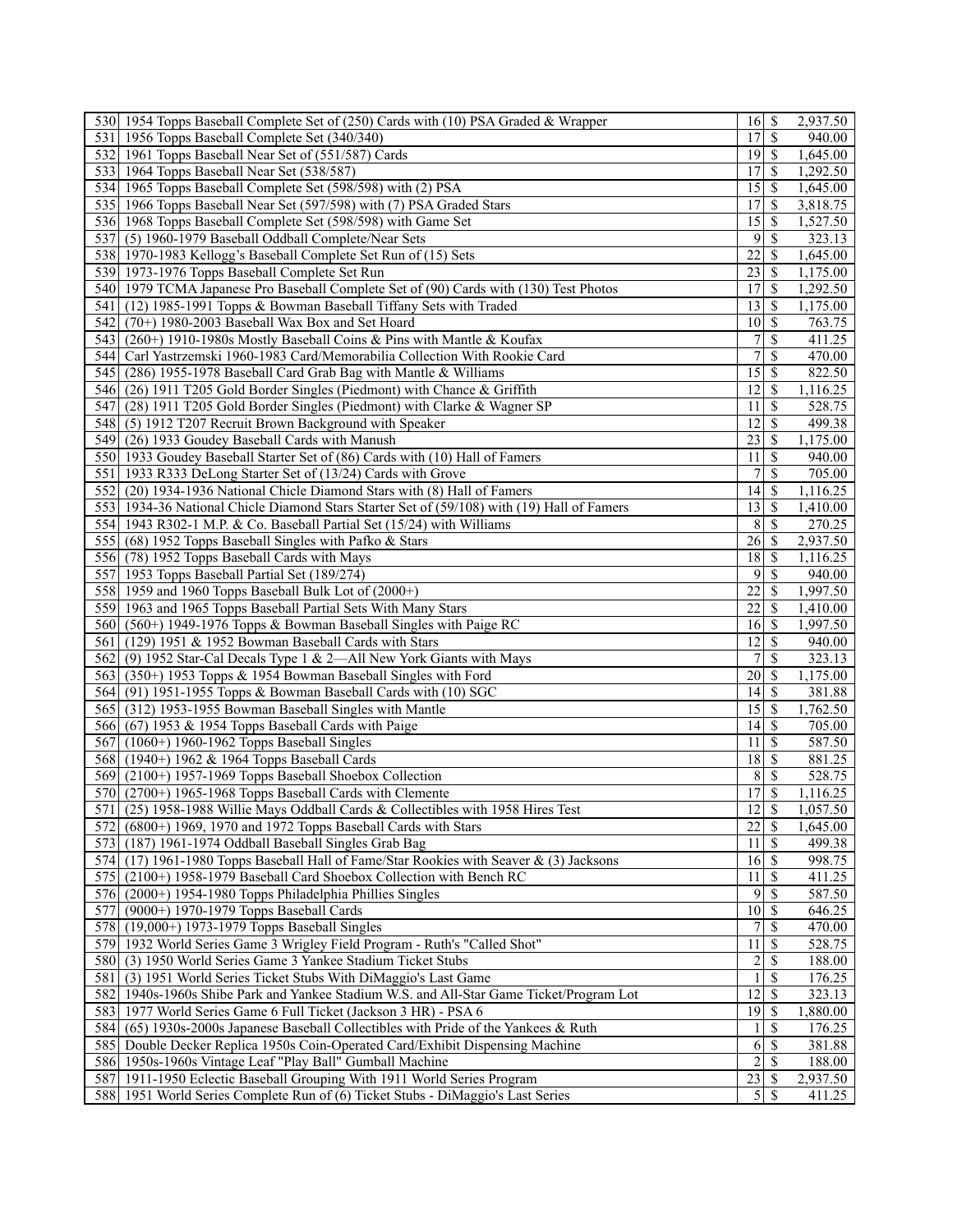| | | | | |
|---|---|---|---|---|
| 530 | 1954 Topps Baseball Complete Set of (250) Cards with (10) PSA Graded & Wrapper | 16 | $ | 2,937.50 |
| 531 | 1956 Topps Baseball Complete Set (340/340) | 17 | $ | 940.00 |
| 532 | 1961 Topps Baseball Near Set of (551/587) Cards | 19 | $ | 1,645.00 |
| 533 | 1964 Topps Baseball Near Set (538/587) | 17 | $ | 1,292.50 |
| 534 | 1965 Topps Baseball Complete Set (598/598) with (2) PSA | 15 | $ | 1,645.00 |
| 535 | 1966 Topps Baseball Near Set (597/598) with (7) PSA Graded Stars | 17 | $ | 3,818.75 |
| 536 | 1968 Topps Baseball Complete Set (598/598) with Game Set | 15 | $ | 1,527.50 |
| 537 | (5) 1960-1979 Baseball Oddball Complete/Near Sets | 9 | $ | 323.13 |
| 538 | 1970-1983 Kellogg's Baseball Complete Set Run of (15) Sets | 22 | $ | 1,645.00 |
| 539 | 1973-1976 Topps Baseball Complete Set Run | 23 | $ | 1,175.00 |
| 540 | 1979 TCMA Japanese Pro Baseball Complete Set of (90) Cards with (130) Test Photos | 17 | $ | 1,292.50 |
| 541 | (12) 1985-1991 Topps & Bowman Baseball Tiffany Sets with Traded | 13 | $ | 1,175.00 |
| 542 | (70+) 1980-2003 Baseball Wax Box and Set Hoard | 10 | $ | 763.75 |
| 543 | (260+) 1910-1980s Mostly Baseball Coins & Pins with Mantle & Koufax | 7 | $ | 411.25 |
| 544 | Carl Yastrzemski 1960-1983 Card/Memorabilia Collection With Rookie Card | 7 | $ | 470.00 |
| 545 | (286) 1955-1978 Baseball Card Grab Bag with Mantle & Williams | 15 | $ | 822.50 |
| 546 | (26) 1911 T205 Gold Border Singles (Piedmont) with Chance & Griffith | 12 | $ | 1,116.25 |
| 547 | (28) 1911 T205 Gold Border Singles (Piedmont) with Clarke & Wagner SP | 11 | $ | 528.75 |
| 548 | (5) 1912 T207 Recruit Brown Background with Speaker | 12 | $ | 499.38 |
| 549 | (26) 1933 Goudey Baseball Cards with Manush | 23 | $ | 1,175.00 |
| 550 | 1933 Goudey Baseball Starter Set of (86) Cards with (10) Hall of Famers | 11 | $ | 940.00 |
| 551 | 1933 R333 DeLong Starter Set of (13/24) Cards with Grove | 7 | $ | 705.00 |
| 552 | (20) 1934-1936 National Chicle Diamond Stars with (8) Hall of Famers | 14 | $ | 1,116.25 |
| 553 | 1934-36 National Chicle Diamond Stars Starter Set of (59/108) with (19) Hall of Famers | 13 | $ | 1,410.00 |
| 554 | 1943 R302-1 M.P. & Co. Baseball Partial Set (15/24) with Williams | 8 | $ | 270.25 |
| 555 | (68) 1952 Topps Baseball Singles with Pafko & Stars | 26 | $ | 2,937.50 |
| 556 | (78) 1952 Topps Baseball Cards with Mays | 18 | $ | 1,116.25 |
| 557 | 1953 Topps Baseball Partial Set (189/274) | 9 | $ | 940.00 |
| 558 | 1959 and 1960 Topps Baseball Bulk Lot of (2000+) | 22 | $ | 1,997.50 |
| 559 | 1963 and 1965 Topps Baseball Partial Sets With Many Stars | 22 | $ | 1,410.00 |
| 560 | (560+) 1949-1976 Topps & Bowman Baseball Singles with Paige RC | 16 | $ | 1,997.50 |
| 561 | (129) 1951 & 1952 Bowman Baseball Cards with Stars | 12 | $ | 940.00 |
| 562 | (9) 1952 Star-Cal Decals Type 1 & 2—All New York Giants with Mays | 7 | $ | 323.13 |
| 563 | (350+) 1953 Topps & 1954 Bowman Baseball Singles with Ford | 20 | $ | 1,175.00 |
| 564 | (91) 1951-1955 Topps & Bowman Baseball Cards with (10) SGC | 14 | $ | 381.88 |
| 565 | (312) 1953-1955 Bowman Baseball Singles with Mantle | 15 | $ | 1,762.50 |
| 566 | (67) 1953 & 1954 Topps Baseball Cards with Paige | 14 | $ | 705.00 |
| 567 | (1060+) 1960-1962 Topps Baseball Singles | 11 | $ | 587.50 |
| 568 | (1940+) 1962 & 1964 Topps Baseball Cards | 18 | $ | 881.25 |
| 569 | (2100+) 1957-1969 Topps Baseball Shoebox Collection | 8 | $ | 528.75 |
| 570 | (2700+) 1965-1968 Topps Baseball Cards with Clemente | 17 | $ | 1,116.25 |
| 571 | (25) 1958-1988 Willie Mays Oddball Cards & Collectibles with 1958 Hires Test | 12 | $ | 1,057.50 |
| 572 | (6800+) 1969, 1970 and 1972 Topps Baseball Cards with Stars | 22 | $ | 1,645.00 |
| 573 | (187) 1961-1974 Oddball Baseball Singles Grab Bag | 11 | $ | 499.38 |
| 574 | (17) 1961-1980 Topps Baseball Hall of Fame/Star Rookies with Seaver & (3) Jacksons | 16 | $ | 998.75 |
| 575 | (2100+) 1958-1979 Baseball Card Shoebox Collection with Bench RC | 11 | $ | 411.25 |
| 576 | (2000+) 1954-1980 Topps Philadelphia Phillies Singles | 9 | $ | 587.50 |
| 577 | (9000+) 1970-1979 Topps Baseball Cards | 10 | $ | 646.25 |
| 578 | (19,000+) 1973-1979 Topps Baseball Singles | 7 | $ | 470.00 |
| 579 | 1932 World Series Game 3 Wrigley Field Program - Ruth's "Called Shot" | 11 | $ | 528.75 |
| 580 | (3) 1950 World Series Game 3 Yankee Stadium Ticket Stubs | 2 | $ | 188.00 |
| 581 | (3) 1951 World Series Ticket Stubs With DiMaggio's Last Game | 1 | $ | 176.25 |
| 582 | 1940s-1960s Shibe Park and Yankee Stadium W.S. and All-Star Game Ticket/Program Lot | 12 | $ | 323.13 |
| 583 | 1977 World Series Game 6 Full Ticket (Jackson 3 HR) - PSA 6 | 19 | $ | 1,880.00 |
| 584 | (65) 1930s-2000s Japanese Baseball Collectibles with Pride of the Yankees & Ruth | 1 | $ | 176.25 |
| 585 | Double Decker Replica 1950s Coin-Operated Card/Exhibit Dispensing Machine | 6 | $ | 381.88 |
| 586 | 1950s-1960s Vintage Leaf "Play Ball" Gumball Machine | 2 | $ | 188.00 |
| 587 | 1911-1950 Eclectic Baseball Grouping With 1911 World Series Program | 23 | $ | 2,937.50 |
| 588 | 1951 World Series Complete Run of (6) Ticket Stubs - DiMaggio's Last Series | 5 | $ | 411.25 |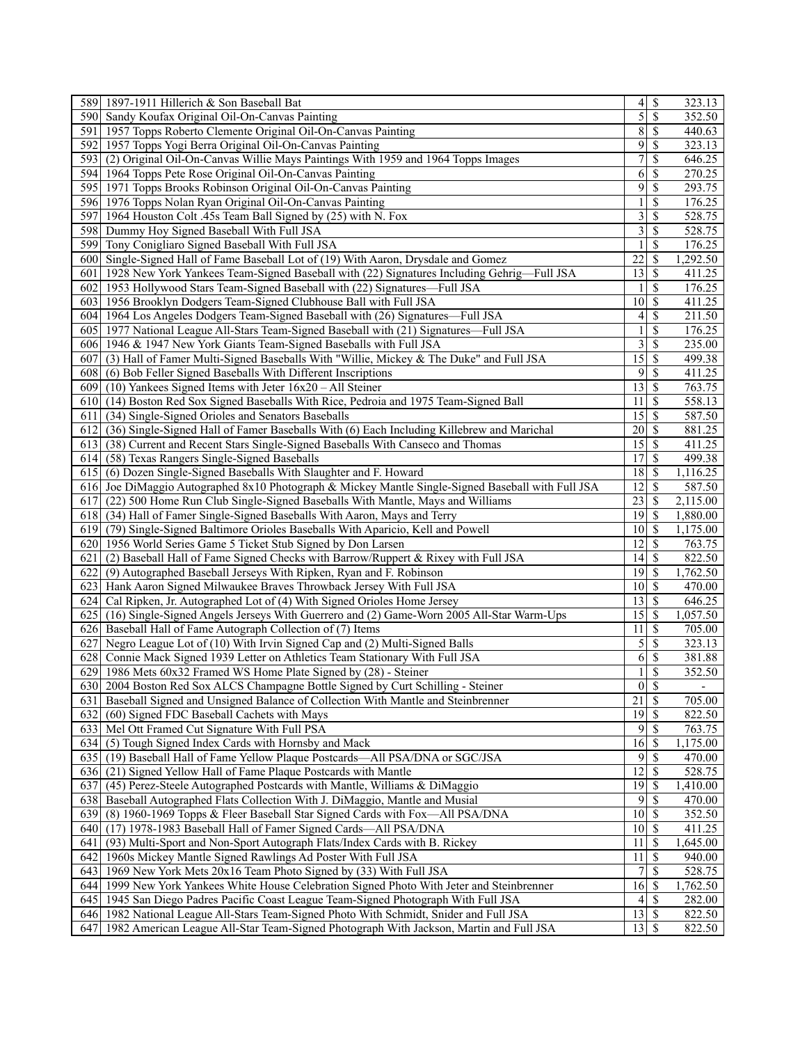| | | | | |
|---|---|---|---|---|
| 589 | 1897-1911 Hillerich & Son Baseball Bat | 4 | $ | 323.13 |
| 590 | Sandy Koufax Original Oil-On-Canvas Painting | 5 | $ | 352.50 |
| 591 | 1957 Topps Roberto Clemente Original Oil-On-Canvas Painting | 8 | $ | 440.63 |
| 592 | 1957 Topps Yogi Berra Original Oil-On-Canvas Painting | 9 | $ | 323.13 |
| 593 | (2) Original Oil-On-Canvas Willie Mays Paintings With 1959 and 1964 Topps Images | 7 | $ | 646.25 |
| 594 | 1964 Topps Pete Rose Original Oil-On-Canvas Painting | 6 | $ | 270.25 |
| 595 | 1971 Topps Brooks Robinson Original Oil-On-Canvas Painting | 9 | $ | 293.75 |
| 596 | 1976 Topps Nolan Ryan Original Oil-On-Canvas Painting | 1 | $ | 176.25 |
| 597 | 1964 Houston Colt .45s Team Ball Signed by (25) with N. Fox | 3 | $ | 528.75 |
| 598 | Dummy Hoy Signed Baseball With Full JSA | 3 | $ | 528.75 |
| 599 | Tony Conigliaro Signed Baseball With Full JSA | 1 | $ | 176.25 |
| 600 | Single-Signed Hall of Fame Baseball Lot of (19) With Aaron, Drysdale and Gomez | 22 | $ | 1,292.50 |
| 601 | 1928 New York Yankees Team-Signed Baseball with (22) Signatures Including Gehrig—Full JSA | 13 | $ | 411.25 |
| 602 | 1953 Hollywood Stars Team-Signed Baseball with (22) Signatures—Full JSA | 1 | $ | 176.25 |
| 603 | 1956 Brooklyn Dodgers Team-Signed Clubhouse Ball with Full JSA | 10 | $ | 411.25 |
| 604 | 1964 Los Angeles Dodgers Team-Signed Baseball with (26) Signatures—Full JSA | 4 | $ | 211.50 |
| 605 | 1977 National League All-Stars Team-Signed Baseball with (21) Signatures—Full JSA | 1 | $ | 176.25 |
| 606 | 1946 & 1947 New York Giants Team-Signed Baseballs with Full JSA | 3 | $ | 235.00 |
| 607 | (3) Hall of Famer Multi-Signed Baseballs With "Willie, Mickey & The Duke" and Full JSA | 15 | $ | 499.38 |
| 608 | (6) Bob Feller Signed Baseballs With Different Inscriptions | 9 | $ | 411.25 |
| 609 | (10) Yankees Signed Items with Jeter 16x20 – All Steiner | 13 | $ | 763.75 |
| 610 | (14) Boston Red Sox Signed Baseballs With Rice, Pedroia and 1975 Team-Signed Ball | 11 | $ | 558.13 |
| 611 | (34) Single-Signed Orioles and Senators Baseballs | 15 | $ | 587.50 |
| 612 | (36) Single-Signed Hall of Famer Baseballs With (6) Each Including Killebrew and Marichal | 20 | $ | 881.25 |
| 613 | (38) Current and Recent Stars Single-Signed Baseballs With Canseco and Thomas | 15 | $ | 411.25 |
| 614 | (58) Texas Rangers Single-Signed Baseballs | 17 | $ | 499.38 |
| 615 | (6) Dozen Single-Signed Baseballs With Slaughter and F. Howard | 18 | $ | 1,116.25 |
| 616 | Joe DiMaggio Autographed 8x10 Photograph & Mickey Mantle Single-Signed Baseball with Full JSA | 12 | $ | 587.50 |
| 617 | (22) 500 Home Run Club Single-Signed Baseballs With Mantle, Mays and Williams | 23 | $ | 2,115.00 |
| 618 | (34) Hall of Famer Single-Signed Baseballs With Aaron, Mays and Terry | 19 | $ | 1,880.00 |
| 619 | (79) Single-Signed Baltimore Orioles Baseballs With Aparicio, Kell and Powell | 10 | $ | 1,175.00 |
| 620 | 1956 World Series Game 5 Ticket Stub Signed by Don Larsen | 12 | $ | 763.75 |
| 621 | (2) Baseball Hall of Fame Signed Checks with Barrow/Ruppert & Rixey with Full JSA | 14 | $ | 822.50 |
| 622 | (9) Autographed Baseball Jerseys With Ripken, Ryan and F. Robinson | 19 | $ | 1,762.50 |
| 623 | Hank Aaron Signed Milwaukee Braves Throwback Jersey With Full JSA | 10 | $ | 470.00 |
| 624 | Cal Ripken, Jr. Autographed Lot of (4) With Signed Orioles Home Jersey | 13 | $ | 646.25 |
| 625 | (16) Single-Signed Angels Jerseys With Guerrero and (2) Game-Worn 2005 All-Star Warm-Ups | 15 | $ | 1,057.50 |
| 626 | Baseball Hall of Fame Autograph Collection of (7) Items | 11 | $ | 705.00 |
| 627 | Negro League Lot of (10) With Irvin Signed Cap and (2) Multi-Signed Balls | 5 | $ | 323.13 |
| 628 | Connie Mack Signed 1939 Letter on Athletics Team Stationary With Full JSA | 6 | $ | 381.88 |
| 629 | 1986 Mets 60x32 Framed WS Home Plate Signed by (28) - Steiner | 1 | $ | 352.50 |
| 630 | 2004 Boston Red Sox ALCS Champagne Bottle Signed by Curt Schilling - Steiner | 0 | $ | - |
| 631 | Baseball Signed and Unsigned Balance of Collection With Mantle and Steinbrenner | 21 | $ | 705.00 |
| 632 | (60) Signed FDC Baseball Cachets with Mays | 19 | $ | 822.50 |
| 633 | Mel Ott Framed Cut Signature With Full PSA | 9 | $ | 763.75 |
| 634 | (5) Tough Signed Index Cards with Hornsby and Mack | 16 | $ | 1,175.00 |
| 635 | (19) Baseball Hall of Fame Yellow Plaque Postcards—All PSA/DNA or SGC/JSA | 9 | $ | 470.00 |
| 636 | (21) Signed Yellow Hall of Fame Plaque Postcards with Mantle | 12 | $ | 528.75 |
| 637 | (45) Perez-Steele Autographed Postcards with Mantle, Williams & DiMaggio | 19 | $ | 1,410.00 |
| 638 | Baseball Autographed Flats Collection With J. DiMaggio, Mantle and Musial | 9 | $ | 470.00 |
| 639 | (8) 1960-1969 Topps & Fleer Baseball Star Signed Cards with Fox—All PSA/DNA | 10 | $ | 352.50 |
| 640 | (17) 1978-1983 Baseball Hall of Famer Signed Cards—All PSA/DNA | 10 | $ | 411.25 |
| 641 | (93) Multi-Sport and Non-Sport Autograph Flats/Index Cards with B. Rickey | 11 | $ | 1,645.00 |
| 642 | 1960s Mickey Mantle Signed Rawlings Ad Poster With Full JSA | 11 | $ | 940.00 |
| 643 | 1969 New York Mets 20x16 Team Photo Signed by (33) With Full JSA | 7 | $ | 528.75 |
| 644 | 1999 New York Yankees White House Celebration Signed Photo With Jeter and Steinbrenner | 16 | $ | 1,762.50 |
| 645 | 1945 San Diego Padres Pacific Coast League Team-Signed Photograph With Full JSA | 4 | $ | 282.00 |
| 646 | 1982 National League All-Stars Team-Signed Photo With Schmidt, Snider and Full JSA | 13 | $ | 822.50 |
| 647 | 1982 American League All-Star Team-Signed Photograph With Jackson, Martin and Full JSA | 13 | $ | 822.50 |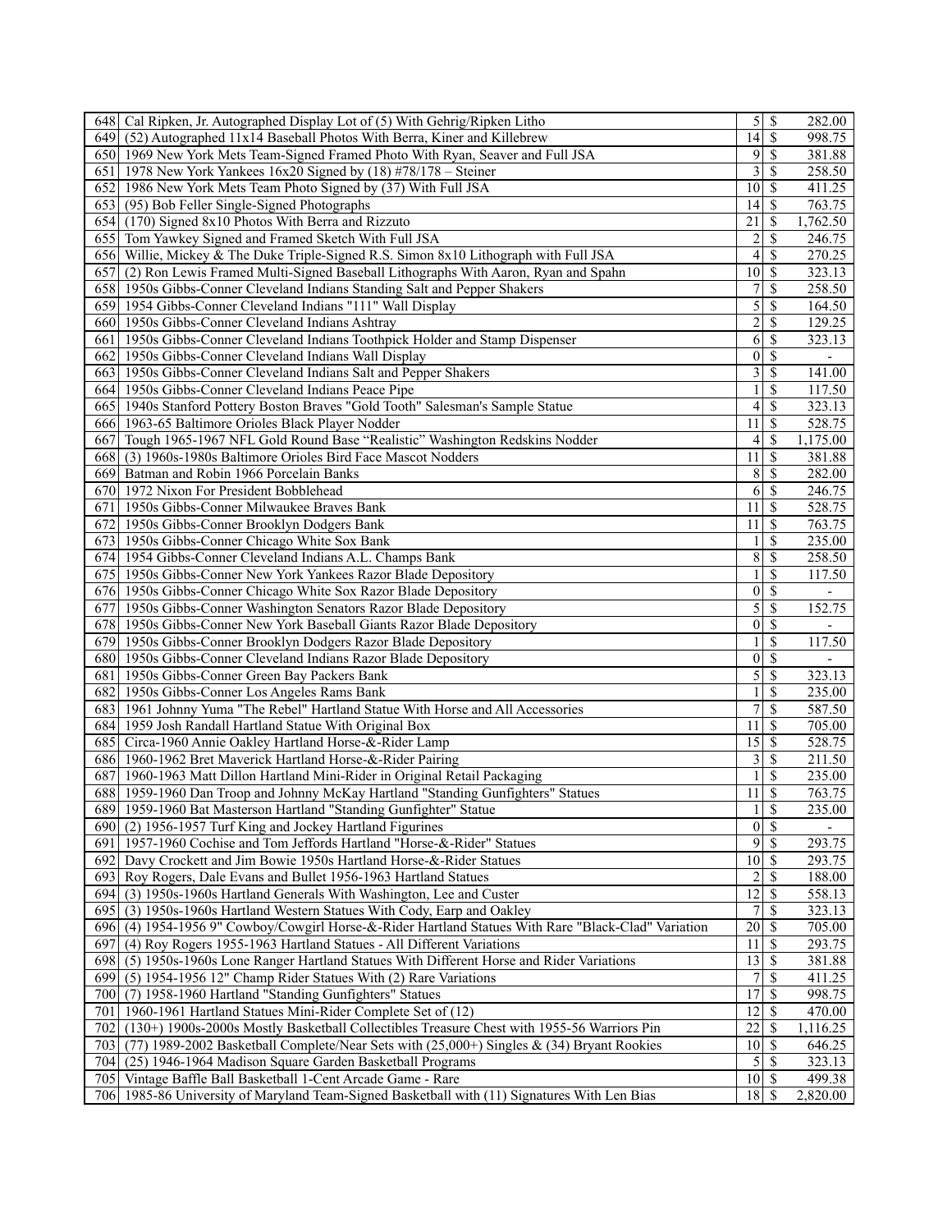| | | | | |
|---|---|---|---|---|
| 648 | Cal Ripken, Jr. Autographed Display Lot of (5) With Gehrig/Ripken Litho | 5 | $ | 282.00 |
| 649 | (52) Autographed 11x14 Baseball Photos With Berra, Kiner and Killebrew | 14 | $ | 998.75 |
| 650 | 1969 New York Mets Team-Signed Framed Photo With Ryan, Seaver and Full JSA | 9 | $ | 381.88 |
| 651 | 1978 New York Yankees 16x20 Signed by (18) #78/178 – Steiner | 3 | $ | 258.50 |
| 652 | 1986 New York Mets Team Photo Signed by (37) With Full JSA | 10 | $ | 411.25 |
| 653 | (95) Bob Feller Single-Signed Photographs | 14 | $ | 763.75 |
| 654 | (170) Signed 8x10 Photos With Berra and Rizzuto | 21 | $ | 1,762.50 |
| 655 | Tom Yawkey Signed and Framed Sketch With Full JSA | 2 | $ | 246.75 |
| 656 | Willie, Mickey & The Duke Triple-Signed R.S. Simon 8x10 Lithograph with Full JSA | 4 | $ | 270.25 |
| 657 | (2) Ron Lewis Framed Multi-Signed Baseball Lithographs With Aaron, Ryan and Spahn | 10 | $ | 323.13 |
| 658 | 1950s Gibbs-Conner Cleveland Indians Standing Salt and Pepper Shakers | 7 | $ | 258.50 |
| 659 | 1954 Gibbs-Conner Cleveland Indians "111" Wall Display | 5 | $ | 164.50 |
| 660 | 1950s Gibbs-Conner Cleveland Indians Ashtray | 2 | $ | 129.25 |
| 661 | 1950s Gibbs-Conner Cleveland Indians Toothpick Holder and Stamp Dispenser | 6 | $ | 323.13 |
| 662 | 1950s Gibbs-Conner Cleveland Indians Wall Display | 0 | $ | - |
| 663 | 1950s Gibbs-Conner Cleveland Indians Salt and Pepper Shakers | 3 | $ | 141.00 |
| 664 | 1950s Gibbs-Conner Cleveland Indians Peace Pipe | 1 | $ | 117.50 |
| 665 | 1940s Stanford Pottery Boston Braves "Gold Tooth" Salesman's Sample Statue | 4 | $ | 323.13 |
| 666 | 1963-65 Baltimore Orioles Black Player Nodder | 11 | $ | 528.75 |
| 667 | Tough 1965-1967 NFL Gold Round Base "Realistic" Washington Redskins Nodder | 4 | $ | 1,175.00 |
| 668 | (3) 1960s-1980s Baltimore Orioles Bird Face Mascot Nodders | 11 | $ | 381.88 |
| 669 | Batman and Robin 1966 Porcelain Banks | 8 | $ | 282.00 |
| 670 | 1972 Nixon For President Bobblehead | 6 | $ | 246.75 |
| 671 | 1950s Gibbs-Conner Milwaukee Braves Bank | 11 | $ | 528.75 |
| 672 | 1950s Gibbs-Conner Brooklyn Dodgers Bank | 11 | $ | 763.75 |
| 673 | 1950s Gibbs-Conner Chicago White Sox Bank | 1 | $ | 235.00 |
| 674 | 1954 Gibbs-Conner Cleveland Indians A.L. Champs Bank | 8 | $ | 258.50 |
| 675 | 1950s Gibbs-Conner New York Yankees Razor Blade Depository | 1 | $ | 117.50 |
| 676 | 1950s Gibbs-Conner Chicago White Sox Razor Blade Depository | 0 | $ | - |
| 677 | 1950s Gibbs-Conner Washington Senators Razor Blade Depository | 5 | $ | 152.75 |
| 678 | 1950s Gibbs-Conner New York Baseball Giants Razor Blade Depository | 0 | $ | - |
| 679 | 1950s Gibbs-Conner Brooklyn Dodgers Razor Blade Depository | 1 | $ | 117.50 |
| 680 | 1950s Gibbs-Conner Cleveland Indians Razor Blade Depository | 0 | $ | - |
| 681 | 1950s Gibbs-Conner Green Bay Packers Bank | 5 | $ | 323.13 |
| 682 | 1950s Gibbs-Conner Los Angeles Rams Bank | 1 | $ | 235.00 |
| 683 | 1961 Johnny Yuma "The Rebel" Hartland Statue With Horse and All Accessories | 7 | $ | 587.50 |
| 684 | 1959 Josh Randall Hartland Statue With Original Box | 11 | $ | 705.00 |
| 685 | Circa-1960 Annie Oakley Hartland Horse-&-Rider Lamp | 15 | $ | 528.75 |
| 686 | 1960-1962 Bret Maverick Hartland Horse-&-Rider Pairing | 3 | $ | 211.50 |
| 687 | 1960-1963 Matt Dillon Hartland Mini-Rider in Original Retail Packaging | 1 | $ | 235.00 |
| 688 | 1959-1960 Dan Troop and Johnny McKay Hartland "Standing Gunfighters" Statues | 11 | $ | 763.75 |
| 689 | 1959-1960 Bat Masterson Hartland "Standing Gunfighter" Statue | 1 | $ | 235.00 |
| 690 | (2) 1956-1957 Turf King and Jockey Hartland Figurines | 0 | $ | - |
| 691 | 1957-1960 Cochise and Tom Jeffords Hartland "Horse-&-Rider" Statues | 9 | $ | 293.75 |
| 692 | Davy Crockett and Jim Bowie 1950s Hartland Horse-&-Rider Statues | 10 | $ | 293.75 |
| 693 | Roy Rogers, Dale Evans and Bullet 1956-1963 Hartland Statues | 2 | $ | 188.00 |
| 694 | (3) 1950s-1960s Hartland Generals With Washington, Lee and Custer | 12 | $ | 558.13 |
| 695 | (3) 1950s-1960s Hartland Western Statues With Cody, Earp and Oakley | 7 | $ | 323.13 |
| 696 | (4) 1954-1956 9" Cowboy/Cowgirl Horse-&-Rider Hartland Statues With Rare "Black-Clad" Variation | 20 | $ | 705.00 |
| 697 | (4) Roy Rogers 1955-1963 Hartland Statues - All Different Variations | 11 | $ | 293.75 |
| 698 | (5) 1950s-1960s Lone Ranger Hartland Statues With Different Horse and Rider Variations | 13 | $ | 381.88 |
| 699 | (5) 1954-1956 12" Champ Rider Statues With (2) Rare Variations | 7 | $ | 411.25 |
| 700 | (7) 1958-1960 Hartland "Standing Gunfighters" Statues | 17 | $ | 998.75 |
| 701 | 1960-1961 Hartland Statues Mini-Rider Complete Set of (12) | 12 | $ | 470.00 |
| 702 | (130+) 1900s-2000s Mostly Basketball Collectibles Treasure Chest with 1955-56 Warriors Pin | 22 | $ | 1,116.25 |
| 703 | (77) 1989-2002 Basketball Complete/Near Sets with (25,000+) Singles & (34) Bryant Rookies | 10 | $ | 646.25 |
| 704 | (25) 1946-1964 Madison Square Garden Basketball Programs | 5 | $ | 323.13 |
| 705 | Vintage Baffle Ball Basketball 1-Cent Arcade Game - Rare | 10 | $ | 499.38 |
| 706 | 1985-86 University of Maryland Team-Signed Basketball with (11) Signatures With Len Bias | 18 | $ | 2,820.00 |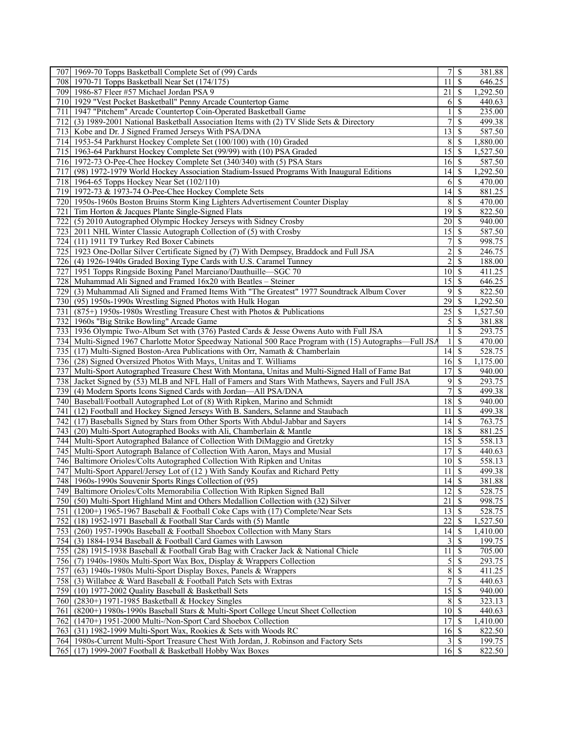| | | | | |
|---|---|---|---|---|
| 707 | 1969-70 Topps Basketball Complete Set of (99) Cards | 7 | $ | 381.88 |
| 708 | 1970-71 Topps Basketball Near Set (174/175) | 11 | $ | 646.25 |
| 709 | 1986-87 Fleer #57 Michael Jordan PSA 9 | 21 | $ | 1,292.50 |
| 710 | 1929 "Vest Pocket Basketball" Penny Arcade Countertop Game | 6 | $ | 440.63 |
| 711 | 1947 "Pitchem" Arcade Countertop Coin-Operated Basketball Game | 1 | $ | 235.00 |
| 712 | (3) 1989-2001 National Basketball Association Items with (2) TV Slide Sets & Directory | 7 | $ | 499.38 |
| 713 | Kobe and Dr. J Signed Framed Jerseys With PSA/DNA | 13 | $ | 587.50 |
| 714 | 1953-54 Parkhurst Hockey Complete Set (100/100) with (10) Graded | 8 | $ | 1,880.00 |
| 715 | 1963-64 Parkhurst Hockey Complete Set (99/99) with (10) PSA Graded | 15 | $ | 1,527.50 |
| 716 | 1972-73 O-Pee-Chee Hockey Complete Set (340/340) with (5) PSA Stars | 16 | $ | 587.50 |
| 717 | (98) 1972-1979 World Hockey Association Stadium-Issued Programs With Inaugural Editions | 14 | $ | 1,292.50 |
| 718 | 1964-65 Topps Hockey Near Set (102/110) | 6 | $ | 470.00 |
| 719 | 1972-73 & 1973-74 O-Pee-Chee Hockey Complete Sets | 14 | $ | 881.25 |
| 720 | 1950s-1960s Boston Bruins Storm King Lighters Advertisement Counter Display | 8 | $ | 470.00 |
| 721 | Tim Horton & Jacques Plante Single-Signed Flats | 19 | $ | 822.50 |
| 722 | (5) 2010 Autographed Olympic Hockey Jerseys with Sidney Crosby | 20 | $ | 940.00 |
| 723 | 2011 NHL Winter Classic Autograph Collection of (5) with Crosby | 15 | $ | 587.50 |
| 724 | (11) 1911 T9 Turkey Red Boxer Cabinets | 7 | $ | 998.75 |
| 725 | 1923 One-Dollar Silver Certificate Signed by (7) With Dempsey, Braddock and Full JSA | 2 | $ | 246.75 |
| 726 | (4) 1926-1940s Graded Boxing Type Cards with U.S. Caramel Tunney | 2 | $ | 188.00 |
| 727 | 1951 Topps Ringside Boxing Panel Marciano/Dauthuille—SGC 70 | 10 | $ | 411.25 |
| 728 | Muhammad Ali Signed and Framed 16x20 with Beatles – Steiner | 15 | $ | 646.25 |
| 729 | (3) Muhammad Ali Signed and Framed Items With "The Greatest" 1977 Soundtrack Album Cover | 9 | $ | 822.50 |
| 730 | (95) 1950s-1990s Wrestling Signed Photos with Hulk Hogan | 29 | $ | 1,292.50 |
| 731 | (875+) 1950s-1980s Wrestling Treasure Chest with Photos & Publications | 25 | $ | 1,527.50 |
| 732 | 1960s "Big Strike Bowling" Arcade Game | 5 | $ | 381.88 |
| 733 | 1936 Olympic Two-Album Set with (376) Pasted Cards & Jesse Owens Auto with Full JSA | 1 | $ | 293.75 |
| 734 | Multi-Signed 1967 Charlotte Motor Speedway National 500 Race Program with (15) Autographs—Full JSA | 1 | $ | 470.00 |
| 735 | (17) Multi-Signed Boston-Area Publications with Orr, Namath & Chamberlain | 14 | $ | 528.75 |
| 736 | (28) Signed Oversized Photos With Mays, Unitas and T. Williams | 16 | $ | 1,175.00 |
| 737 | Multi-Sport Autographed Treasure Chest With Montana, Unitas and Multi-Signed Hall of Fame Bat | 17 | $ | 940.00 |
| 738 | Jacket Signed by (53) MLB and NFL Hall of Famers and Stars With Mathews, Sayers and Full JSA | 9 | $ | 293.75 |
| 739 | (4) Modern Sports Icons Signed Cards with Jordan—All PSA/DNA | 7 | $ | 499.38 |
| 740 | Baseball/Football Autographed Lot of (8) With Ripken, Marino and Schmidt | 18 | $ | 940.00 |
| 741 | (12) Football and Hockey Signed Jerseys With B. Sanders, Selanne and Staubach | 11 | $ | 499.38 |
| 742 | (17) Baseballs Signed by Stars from Other Sports With Abdul-Jabbar and Sayers | 14 | $ | 763.75 |
| 743 | (20) Multi-Sport Autographed Books with Ali, Chamberlain & Mantle | 18 | $ | 881.25 |
| 744 | Multi-Sport Autographed Balance of Collection With DiMaggio and Gretzky | 15 | $ | 558.13 |
| 745 | Multi-Sport Autograph Balance of Collection With Aaron, Mays and Musial | 17 | $ | 440.63 |
| 746 | Baltimore Orioles/Colts Autographed Collection With Ripken and Unitas | 10 | $ | 558.13 |
| 747 | Multi-Sport Apparel/Jersey Lot of (12 ) With Sandy Koufax and Richard Petty | 11 | $ | 499.38 |
| 748 | 1960s-1990s Souvenir Sports Rings Collection of (95) | 14 | $ | 381.88 |
| 749 | Baltimore Orioles/Colts Memorabilia Collection With Ripken Signed Ball | 12 | $ | 528.75 |
| 750 | (50) Multi-Sport Highland Mint and Others Medallion Collection with (32) Silver | 21 | $ | 998.75 |
| 751 | (1200+) 1965-1967 Baseball & Football Coke Caps with (17) Complete/Near Sets | 13 | $ | 528.75 |
| 752 | (18) 1952-1971 Baseball & Football Star Cards with (5) Mantle | 22 | $ | 1,527.50 |
| 753 | (260) 1957-1990s Baseball & Football Shoebox Collection with Many Stars | 14 | $ | 1,410.00 |
| 754 | (3) 1884-1934 Baseball & Football Card Games with Lawson | 3 | $ | 199.75 |
| 755 | (28) 1915-1938 Baseball & Football Grab Bag with Cracker Jack & National Chicle | 11 | $ | 705.00 |
| 756 | (7) 1940s-1980s Multi-Sport Wax Box, Display & Wrappers Collection | 5 | $ | 293.75 |
| 757 | (63) 1940s-1980s Multi-Sport Display Boxes, Panels & Wrappers | 8 | $ | 411.25 |
| 758 | (3) Willabee & Ward Baseball & Football Patch Sets with Extras | 7 | $ | 440.63 |
| 759 | (10) 1977-2002 Quality Baseball & Basketball Sets | 15 | $ | 940.00 |
| 760 | (2830+) 1971-1985 Basketball & Hockey Singles | 8 | $ | 323.13 |
| 761 | (8200+) 1980s-1990s Baseball Stars & Multi-Sport College Uncut Sheet Collection | 10 | $ | 440.63 |
| 762 | (1470+) 1951-2000 Multi-/Non-Sport Card Shoebox Collection | 17 | $ | 1,410.00 |
| 763 | (31) 1982-1999 Multi-Sport Wax, Rookies & Sets with Woods RC | 16 | $ | 822.50 |
| 764 | 1980s-Current Multi-Sport Treasure Chest With Jordan, J. Robinson and Factory Sets | 3 | $ | 199.75 |
| 765 | (17) 1999-2007 Football & Basketball Hobby Wax Boxes | 16 | $ | 822.50 |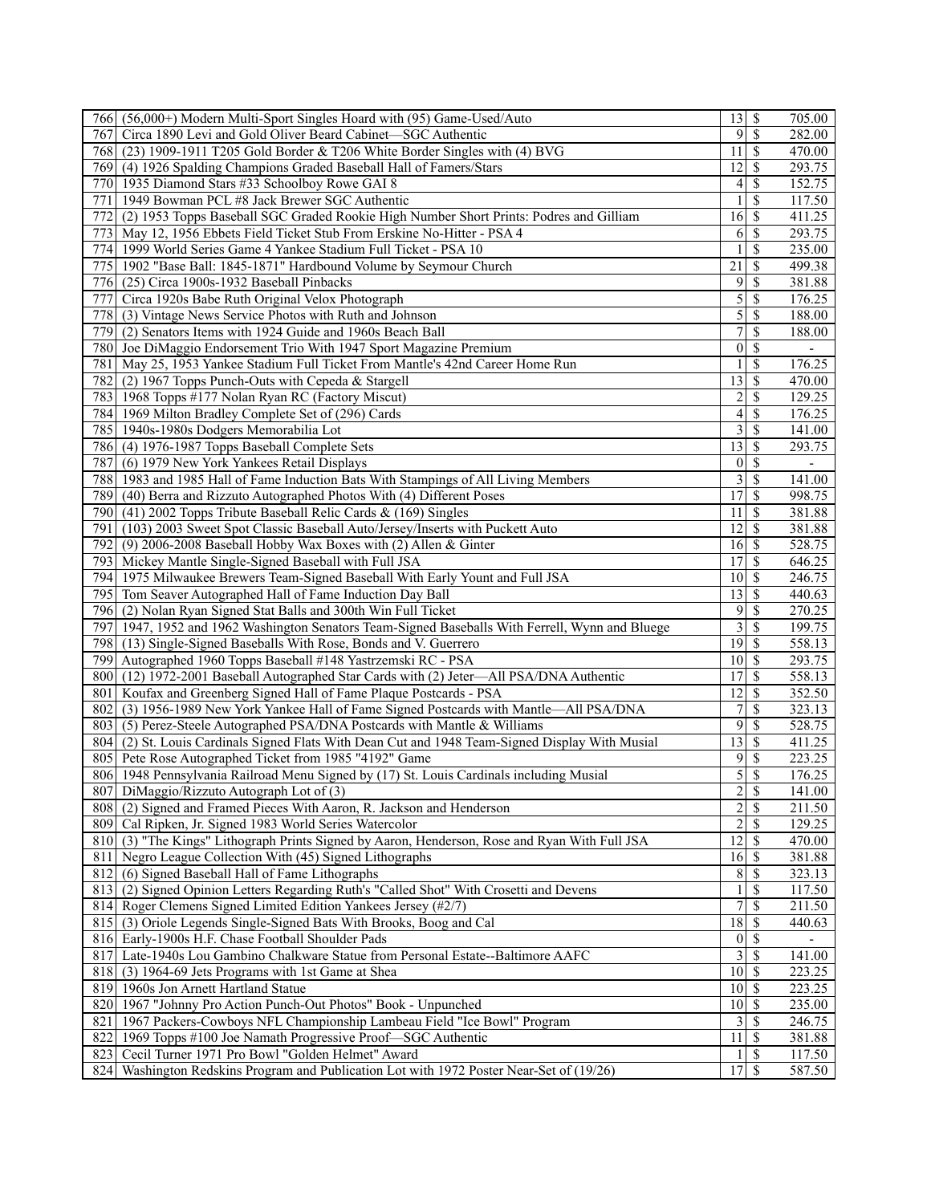| | | | | |
|---|---|---|---|---|
| 766 | (56,000+) Modern Multi-Sport Singles Hoard with (95) Game-Used/Auto | 13 | $ | 705.00 |
| 767 | Circa 1890 Levi and Gold Oliver Beard Cabinet—SGC Authentic | 9 | $ | 282.00 |
| 768 | (23) 1909-1911 T205 Gold Border & T206 White Border Singles with (4) BVG | 11 | $ | 470.00 |
| 769 | (4) 1926 Spalding Champions Graded Baseball Hall of Famers/Stars | 12 | $ | 293.75 |
| 770 | 1935 Diamond Stars #33 Schoolboy Rowe GAI 8 | 4 | $ | 152.75 |
| 771 | 1949 Bowman PCL #8 Jack Brewer SGC Authentic | 1 | $ | 117.50 |
| 772 | (2) 1953 Topps Baseball SGC Graded Rookie High Number Short Prints: Podres and Gilliam | 16 | $ | 411.25 |
| 773 | May 12, 1956 Ebbets Field Ticket Stub From Erskine No-Hitter - PSA 4 | 6 | $ | 293.75 |
| 774 | 1999 World Series Game 4 Yankee Stadium Full Ticket - PSA 10 | 1 | $ | 235.00 |
| 775 | 1902 "Base Ball: 1845-1871" Hardbound Volume by Seymour Church | 21 | $ | 499.38 |
| 776 | (25) Circa 1900s-1932 Baseball Pinbacks | 9 | $ | 381.88 |
| 777 | Circa 1920s Babe Ruth Original Velox Photograph | 5 | $ | 176.25 |
| 778 | (3) Vintage News Service Photos with Ruth and Johnson | 5 | $ | 188.00 |
| 779 | (2) Senators Items with 1924 Guide and 1960s Beach Ball | 7 | $ | 188.00 |
| 780 | Joe DiMaggio Endorsement Trio With 1947 Sport Magazine Premium | 0 | $ | - |
| 781 | May 25, 1953 Yankee Stadium Full Ticket From Mantle's 42nd Career Home Run | 1 | $ | 176.25 |
| 782 | (2) 1967 Topps Punch-Outs with Cepeda & Stargell | 13 | $ | 470.00 |
| 783 | 1968 Topps #177 Nolan Ryan RC (Factory Miscut) | 2 | $ | 129.25 |
| 784 | 1969 Milton Bradley Complete Set of (296) Cards | 4 | $ | 176.25 |
| 785 | 1940s-1980s Dodgers Memorabilia Lot | 3 | $ | 141.00 |
| 786 | (4) 1976-1987 Topps Baseball Complete Sets | 13 | $ | 293.75 |
| 787 | (6) 1979 New York Yankees Retail Displays | 0 | $ | - |
| 788 | 1983 and 1985 Hall of Fame Induction Bats With Stampings of All Living Members | 3 | $ | 141.00 |
| 789 | (40) Berra and Rizzuto Autographed Photos With (4) Different Poses | 17 | $ | 998.75 |
| 790 | (41) 2002 Topps Tribute Baseball Relic Cards & (169) Singles | 11 | $ | 381.88 |
| 791 | (103) 2003 Sweet Spot Classic Baseball Auto/Jersey/Inserts with Puckett Auto | 12 | $ | 381.88 |
| 792 | (9) 2006-2008 Baseball Hobby Wax Boxes with (2) Allen & Ginter | 16 | $ | 528.75 |
| 793 | Mickey Mantle Single-Signed Baseball with Full JSA | 17 | $ | 646.25 |
| 794 | 1975 Milwaukee Brewers Team-Signed Baseball With Early Yount and Full JSA | 10 | $ | 246.75 |
| 795 | Tom Seaver Autographed Hall of Fame Induction Day Ball | 13 | $ | 440.63 |
| 796 | (2) Nolan Ryan Signed Stat Balls and 300th Win Full Ticket | 9 | $ | 270.25 |
| 797 | 1947, 1952 and 1962 Washington Senators Team-Signed Baseballs With Ferrell, Wynn and Bluege | 3 | $ | 199.75 |
| 798 | (13) Single-Signed Baseballs With Rose, Bonds and V. Guerrero | 19 | $ | 558.13 |
| 799 | Autographed 1960 Topps Baseball #148 Yastrzemski RC - PSA | 10 | $ | 293.75 |
| 800 | (12) 1972-2001 Baseball Autographed Star Cards with (2) Jeter—All PSA/DNA Authentic | 17 | $ | 558.13 |
| 801 | Koufax and Greenberg Signed Hall of Fame Plaque Postcards - PSA | 12 | $ | 352.50 |
| 802 | (3) 1956-1989 New York Yankee Hall of Fame Signed Postcards with Mantle—All PSA/DNA | 7 | $ | 323.13 |
| 803 | (5) Perez-Steele Autographed PSA/DNA Postcards with Mantle & Williams | 9 | $ | 528.75 |
| 804 | (2) St. Louis Cardinals Signed Flats With Dean Cut and 1948 Team-Signed Display With Musial | 13 | $ | 411.25 |
| 805 | Pete Rose Autographed Ticket from 1985 "4192" Game | 9 | $ | 223.25 |
| 806 | 1948 Pennsylvania Railroad Menu Signed by (17) St. Louis Cardinals including Musial | 5 | $ | 176.25 |
| 807 | DiMaggio/Rizzuto Autograph Lot of (3) | 2 | $ | 141.00 |
| 808 | (2) Signed and Framed Pieces With Aaron, R. Jackson and Henderson | 2 | $ | 211.50 |
| 809 | Cal Ripken, Jr. Signed 1983 World Series Watercolor | 2 | $ | 129.25 |
| 810 | (3) "The Kings" Lithograph Prints Signed by Aaron, Henderson, Rose and Ryan With Full JSA | 12 | $ | 470.00 |
| 811 | Negro League Collection With (45) Signed Lithographs | 16 | $ | 381.88 |
| 812 | (6) Signed Baseball Hall of Fame Lithographs | 8 | $ | 323.13 |
| 813 | (2) Signed Opinion Letters Regarding Ruth's "Called Shot" With Crosetti and Devens | 1 | $ | 117.50 |
| 814 | Roger Clemens Signed Limited Edition Yankees Jersey (#2/7) | 7 | $ | 211.50 |
| 815 | (3) Oriole Legends Single-Signed Bats With Brooks, Boog and Cal | 18 | $ | 440.63 |
| 816 | Early-1900s H.F. Chase Football Shoulder Pads | 0 | $ | - |
| 817 | Late-1940s Lou Gambino Chalkware Statue from Personal Estate--Baltimore AAFC | 3 | $ | 141.00 |
| 818 | (3) 1964-69 Jets Programs with 1st Game at Shea | 10 | $ | 223.25 |
| 819 | 1960s Jon Arnett Hartland Statue | 10 | $ | 223.25 |
| 820 | 1967 "Johnny Pro Action Punch-Out Photos" Book - Unpunched | 10 | $ | 235.00 |
| 821 | 1967 Packers-Cowboys NFL Championship Lambeau Field "Ice Bowl" Program | 3 | $ | 246.75 |
| 822 | 1969 Topps #100 Joe Namath Progressive Proof—SGC Authentic | 11 | $ | 381.88 |
| 823 | Cecil Turner 1971 Pro Bowl "Golden Helmet" Award | 1 | $ | 117.50 |
| 824 | Washington Redskins Program and Publication Lot with 1972 Poster Near-Set of (19/26) | 17 | $ | 587.50 |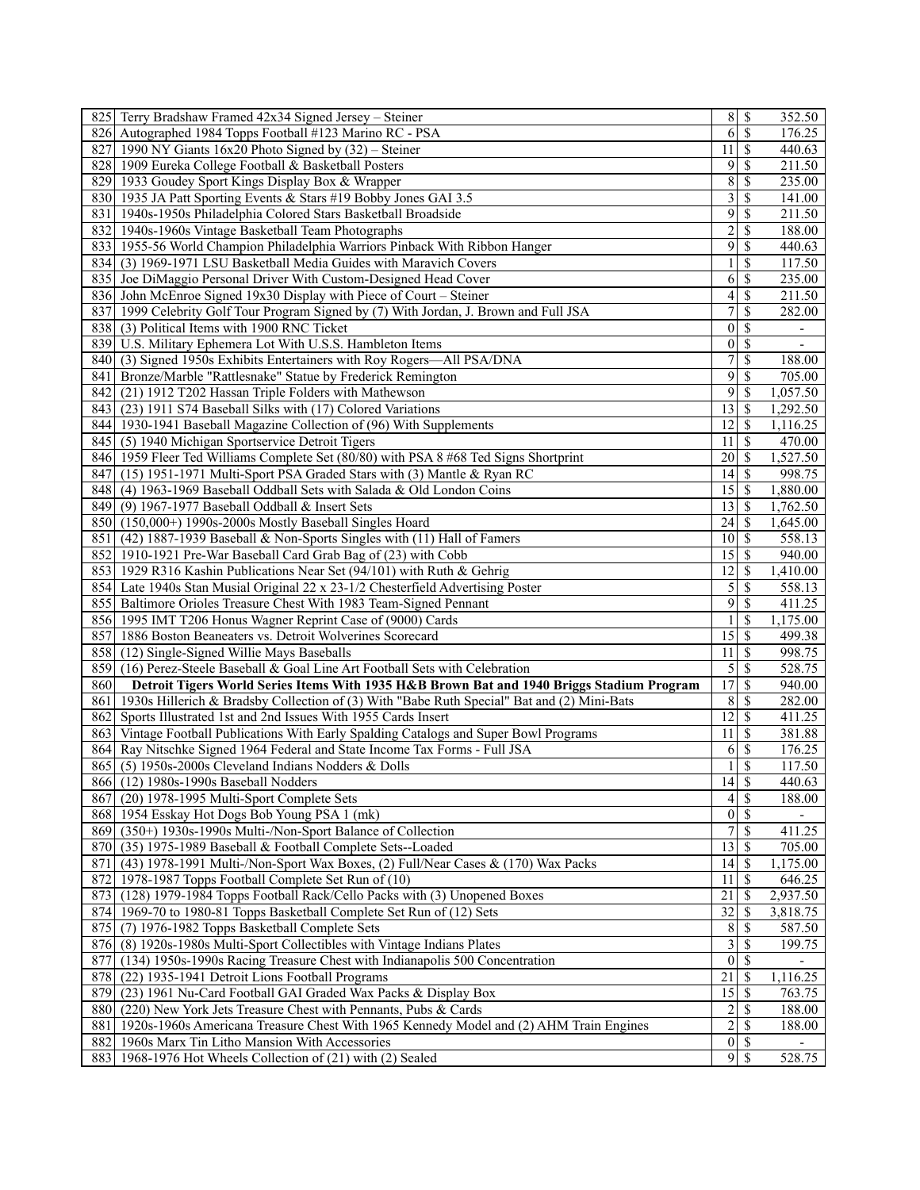| | | | | |
|---|---|---|---|---|
| 825 | Terry Bradshaw Framed 42x34 Signed Jersey – Steiner | 8 | $ | 352.50 |
| 826 | Autographed 1984 Topps Football #123 Marino RC - PSA | 6 | $ | 176.25 |
| 827 | 1990 NY Giants 16x20 Photo Signed by (32) – Steiner | 11 | $ | 440.63 |
| 828 | 1909 Eureka College Football & Basketball Posters | 9 | $ | 211.50 |
| 829 | 1933 Goudey Sport Kings Display Box & Wrapper | 8 | $ | 235.00 |
| 830 | 1935 JA Patt Sporting Events & Stars #19 Bobby Jones GAI 3.5 | 3 | $ | 141.00 |
| 831 | 1940s-1950s Philadelphia Colored Stars Basketball Broadside | 9 | $ | 211.50 |
| 832 | 1940s-1960s Vintage Basketball Team Photographs | 2 | $ | 188.00 |
| 833 | 1955-56 World Champion Philadelphia Warriors Pinback With Ribbon Hanger | 9 | $ | 440.63 |
| 834 | (3) 1969-1971 LSU Basketball Media Guides with Maravich Covers | 1 | $ | 117.50 |
| 835 | Joe DiMaggio Personal Driver With Custom-Designed Head Cover | 6 | $ | 235.00 |
| 836 | John McEnroe Signed 19x30 Display with Piece of Court – Steiner | 4 | $ | 211.50 |
| 837 | 1999 Celebrity Golf Tour Program Signed by (7) With Jordan, J. Brown and Full JSA | 7 | $ | 282.00 |
| 838 | (3) Political Items with 1900 RNC Ticket | 0 | $ | - |
| 839 | U.S. Military Ephemera Lot With U.S.S. Hambleton Items | 0 | $ | - |
| 840 | (3) Signed 1950s Exhibits Entertainers with Roy Rogers—All PSA/DNA | 7 | $ | 188.00 |
| 841 | Bronze/Marble "Rattlesnake" Statue by Frederick Remington | 9 | $ | 705.00 |
| 842 | (21) 1912 T202 Hassan Triple Folders with Mathewson | 9 | $ | 1,057.50 |
| 843 | (23) 1911 S74 Baseball Silks with (17) Colored Variations | 13 | $ | 1,292.50 |
| 844 | 1930-1941 Baseball Magazine Collection of (96) With Supplements | 12 | $ | 1,116.25 |
| 845 | (5) 1940 Michigan Sportservice Detroit Tigers | 11 | $ | 470.00 |
| 846 | 1959 Fleer Ted Williams Complete Set (80/80) with PSA 8 #68 Ted Signs Shortprint | 20 | $ | 1,527.50 |
| 847 | (15) 1951-1971 Multi-Sport PSA Graded Stars with (3) Mantle & Ryan RC | 14 | $ | 998.75 |
| 848 | (4) 1963-1969 Baseball Oddball Sets with Salada & Old London Coins | 15 | $ | 1,880.00 |
| 849 | (9) 1967-1977 Baseball Oddball & Insert Sets | 13 | $ | 1,762.50 |
| 850 | (150,000+) 1990s-2000s Mostly Baseball Singles Hoard | 24 | $ | 1,645.00 |
| 851 | (42) 1887-1939 Baseball & Non-Sports Singles with (11) Hall of Famers | 10 | $ | 558.13 |
| 852 | 1910-1921 Pre-War Baseball Card Grab Bag of (23) with Cobb | 15 | $ | 940.00 |
| 853 | 1929 R316 Kashin Publications Near Set (94/101) with Ruth & Gehrig | 12 | $ | 1,410.00 |
| 854 | Late 1940s Stan Musial Original 22 x 23-1/2 Chesterfield Advertising Poster | 5 | $ | 558.13 |
| 855 | Baltimore Orioles Treasure Chest With 1983 Team-Signed Pennant | 9 | $ | 411.25 |
| 856 | 1995 IMT T206 Honus Wagner Reprint Case of (9000) Cards | 1 | $ | 1,175.00 |
| 857 | 1886 Boston Beaneaters vs. Detroit Wolverines Scorecard | 15 | $ | 499.38 |
| 858 | (12) Single-Signed Willie Mays Baseballs | 11 | $ | 998.75 |
| 859 | (16) Perez-Steele Baseball & Goal Line Art Football Sets with Celebration | 5 | $ | 528.75 |
| 860 | **Detroit Tigers World Series Items With 1935 H&B Brown Bat and 1940 Briggs Stadium Program** | 17 | $ | 940.00 |
| 861 | 1930s Hillerich & Bradsby Collection of (3) With "Babe Ruth Special" Bat and (2) Mini-Bats | 8 | $ | 282.00 |
| 862 | Sports Illustrated 1st and 2nd Issues With 1955 Cards Insert | 12 | $ | 411.25 |
| 863 | Vintage Football Publications With Early Spalding Catalogs and Super Bowl Programs | 11 | $ | 381.88 |
| 864 | Ray Nitschke Signed 1964 Federal and State Income Tax Forms - Full JSA | 6 | $ | 176.25 |
| 865 | (5) 1950s-2000s Cleveland Indians Nodders & Dolls | 1 | $ | 117.50 |
| 866 | (12) 1980s-1990s Baseball Nodders | 14 | $ | 440.63 |
| 867 | (20) 1978-1995 Multi-Sport Complete Sets | 4 | $ | 188.00 |
| 868 | 1954 Esskay Hot Dogs Bob Young PSA 1 (mk) | 0 | $ | - |
| 869 | (350+) 1930s-1990s Multi-/Non-Sport Balance of Collection | 7 | $ | 411.25 |
| 870 | (35) 1975-1989 Baseball & Football Complete Sets--Loaded | 13 | $ | 705.00 |
| 871 | (43) 1978-1991 Multi-/Non-Sport Wax Boxes, (2) Full/Near Cases & (170) Wax Packs | 14 | $ | 1,175.00 |
| 872 | 1978-1987 Topps Football Complete Set Run of (10) | 11 | $ | 646.25 |
| 873 | (128) 1979-1984 Topps Football Rack/Cello Packs with (3) Unopened Boxes | 21 | $ | 2,937.50 |
| 874 | 1969-70 to 1980-81 Topps Basketball Complete Set Run of (12) Sets | 32 | $ | 3,818.75 |
| 875 | (7) 1976-1982 Topps Basketball Complete Sets | 8 | $ | 587.50 |
| 876 | (8) 1920s-1980s Multi-Sport Collectibles with Vintage Indians Plates | 3 | $ | 199.75 |
| 877 | (134) 1950s-1990s Racing Treasure Chest with Indianapolis 500 Concentration | 0 | $ | - |
| 878 | (22) 1935-1941 Detroit Lions Football Programs | 21 | $ | 1,116.25 |
| 879 | (23) 1961 Nu-Card Football GAI Graded Wax Packs & Display Box | 15 | $ | 763.75 |
| 880 | (220) New York Jets Treasure Chest with Pennants, Pubs & Cards | 2 | $ | 188.00 |
| 881 | 1920s-1960s Americana Treasure Chest With 1965 Kennedy Model and (2) AHM Train Engines | 2 | $ | 188.00 |
| 882 | 1960s Marx Tin Litho Mansion With Accessories | 0 | $ | - |
| 883 | 1968-1976 Hot Wheels Collection of (21) with (2) Sealed | 9 | $ | 528.75 |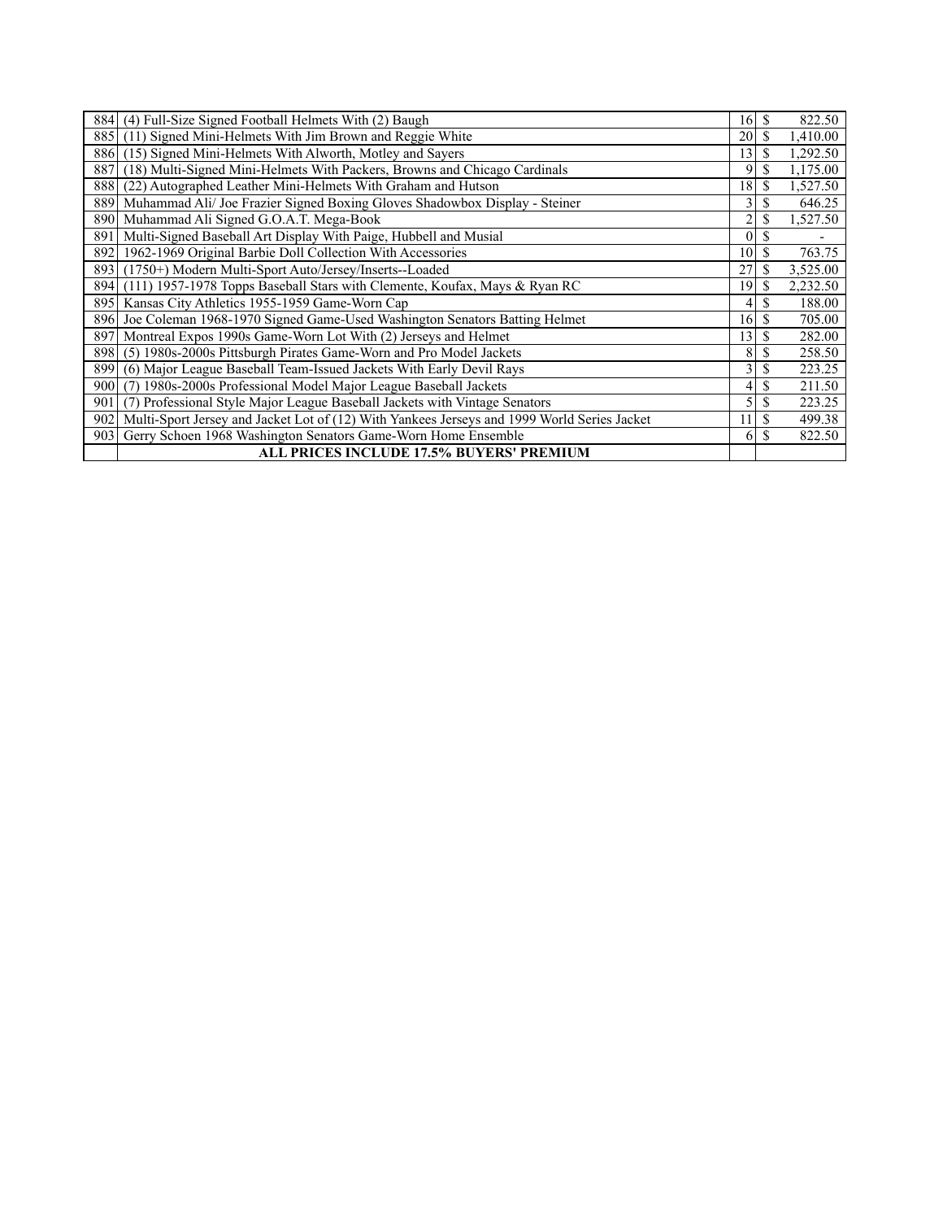| | | | | |
|---|---|---|---|---|
| 884 | (4) Full-Size Signed Football Helmets With (2) Baugh | 16 | $ | 822.50 |
| 885 | (11) Signed Mini-Helmets With Jim Brown and Reggie White | 20 | $ | 1,410.00 |
| 886 | (15) Signed Mini-Helmets With Alworth, Motley and Sayers | 13 | $ | 1,292.50 |
| 887 | (18) Multi-Signed Mini-Helmets With Packers, Browns and Chicago Cardinals | 9 | $ | 1,175.00 |
| 888 | (22) Autographed Leather Mini-Helmets With Graham and Hutson | 18 | $ | 1,527.50 |
| 889 | Muhammad Ali/ Joe Frazier Signed Boxing Gloves Shadowbox Display - Steiner | 3 | $ | 646.25 |
| 890 | Muhammad Ali Signed G.O.A.T. Mega-Book | 2 | $ | 1,527.50 |
| 891 | Multi-Signed Baseball Art Display With Paige, Hubbell and Musial | 0 | $ | - |
| 892 | 1962-1969 Original Barbie Doll Collection With Accessories | 10 | $ | 763.75 |
| 893 | (1750+) Modern Multi-Sport Auto/Jersey/Inserts--Loaded | 27 | $ | 3,525.00 |
| 894 | (111) 1957-1978 Topps Baseball Stars with Clemente, Koufax, Mays & Ryan RC | 19 | $ | 2,232.50 |
| 895 | Kansas City Athletics 1955-1959 Game-Worn Cap | 4 | $ | 188.00 |
| 896 | Joe Coleman 1968-1970 Signed Game-Used Washington Senators Batting Helmet | 16 | $ | 705.00 |
| 897 | Montreal Expos 1990s Game-Worn Lot With (2) Jerseys and Helmet | 13 | $ | 282.00 |
| 898 | (5) 1980s-2000s Pittsburgh Pirates Game-Worn and Pro Model Jackets | 8 | $ | 258.50 |
| 899 | (6) Major League Baseball Team-Issued Jackets With Early Devil Rays | 3 | $ | 223.25 |
| 900 | (7) 1980s-2000s Professional Model Major League Baseball Jackets | 4 | $ | 211.50 |
| 901 | (7) Professional Style Major League Baseball Jackets with Vintage Senators | 5 | $ | 223.25 |
| 902 | Multi-Sport Jersey and Jacket Lot of (12) With Yankees Jerseys and 1999 World Series Jacket | 11 | $ | 499.38 |
| 903 | Gerry Schoen 1968 Washington Senators Game-Worn Home Ensemble | 6 | $ | 822.50 |
| | **ALL PRICES INCLUDE 17.5% BUYERS' PREMIUM** | | | |